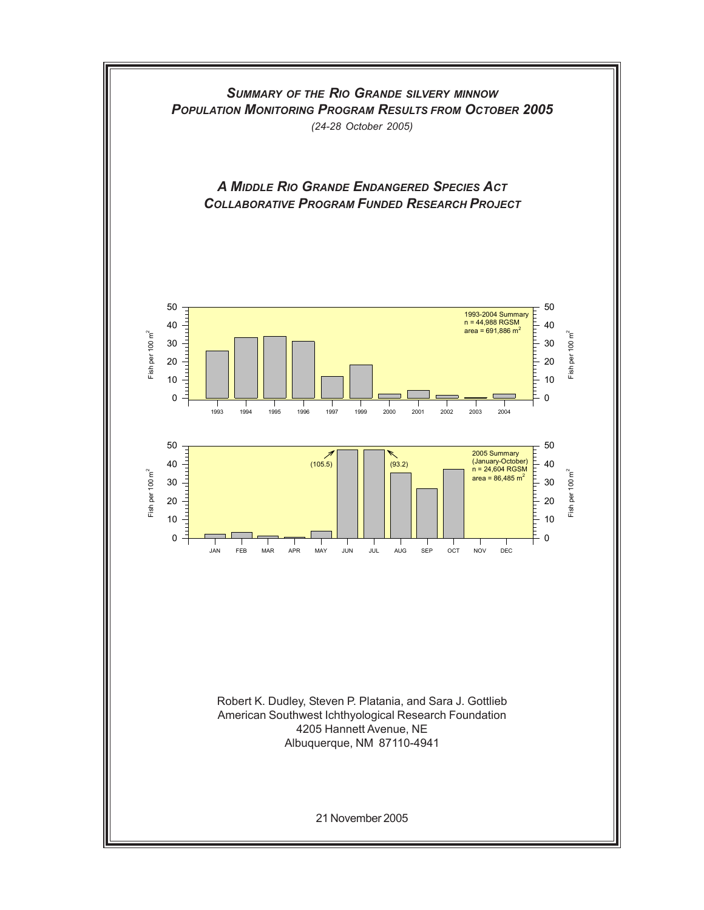# *Summary of the Rio Grande silvery minnow Population Monitoring Program Results from October 2005*

*(24-28 October 2005)*

## *A Middle Rio Grande Endangered Species Act Collaborative Program Funded Research Project*

Robert K. Dudley, Steven P. Platania, and Sara J. Gottlieb
American Southwest Ichthyological Research Foundation
4205 Hannett Avenue, NE
Albuquerque, NM 87110-4941

21 November 2005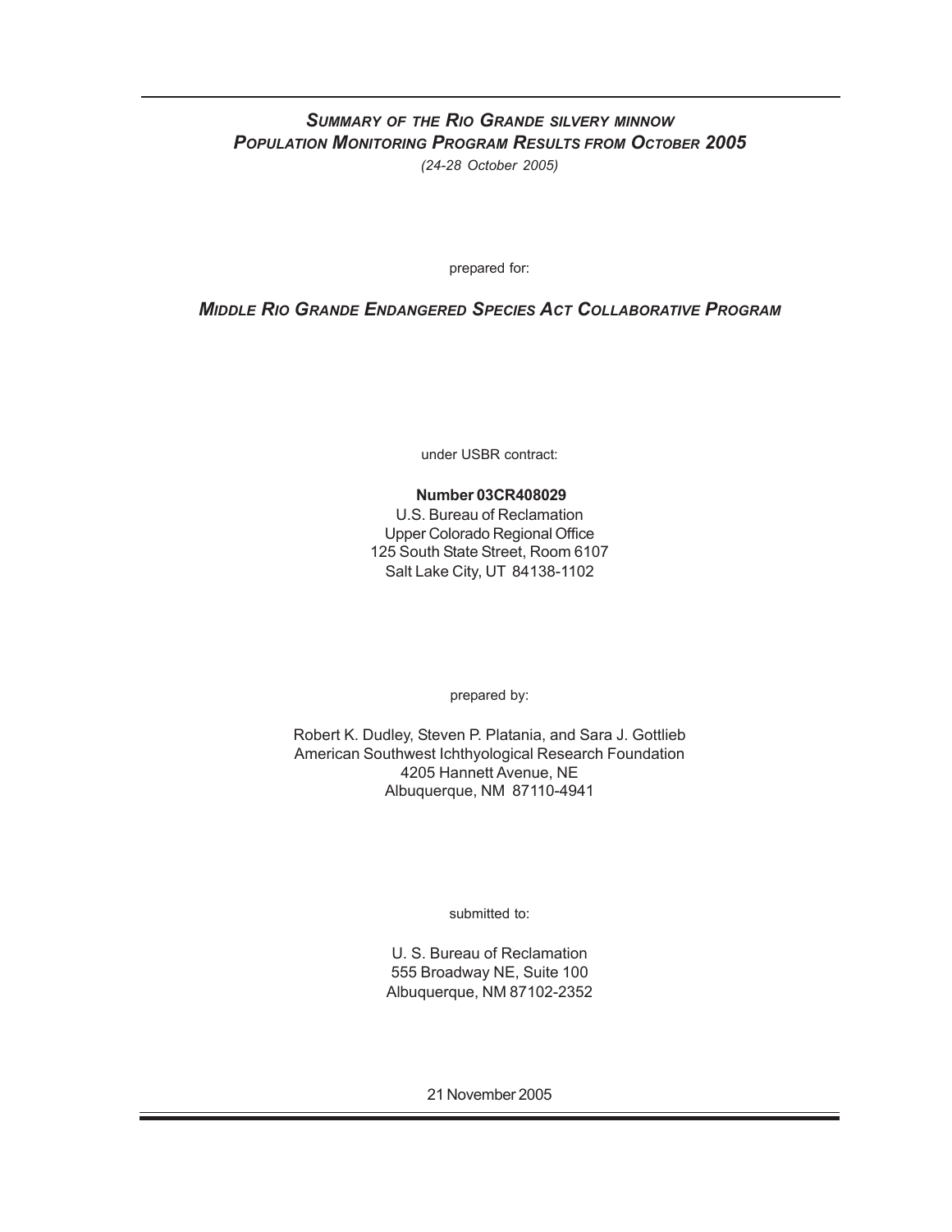# *Summary of the Rio Grande silvery minnow Population Monitoring Program Results from October 2005*

*(24-28 October 2005)*

prepared for:

## *Middle Rio Grande Endangered Species Act Collaborative Program*

under USBR contract:

**Number 03CR408029**
U.S. Bureau of Reclamation
Upper Colorado Regional Office
125 South State Street, Room 6107
Salt Lake City, UT 84138-1102

prepared by:

Robert K. Dudley, Steven P. Platania, and Sara J. Gottlieb
American Southwest Ichthyological Research Foundation
4205 Hannett Avenue, NE
Albuquerque, NM 87110-4941

submitted to:

U. S. Bureau of Reclamation
555 Broadway NE, Suite 100
Albuquerque, NM 87102-2352

21 November 2005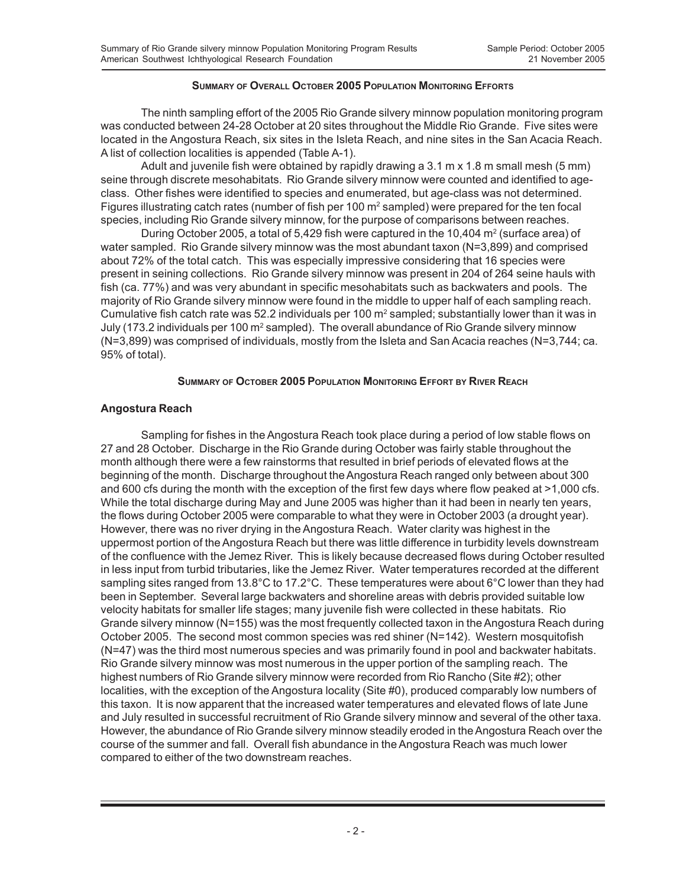## Summary of Overall October 2005 Population Monitoring Efforts

The ninth sampling effort of the 2005 Rio Grande silvery minnow population monitoring program was conducted between 24-28 October at 20 sites throughout the Middle Rio Grande. Five sites were located in the Angostura Reach, six sites in the Isleta Reach, and nine sites in the San Acacia Reach. A list of collection localities is appended (Table A-1).

Adult and juvenile fish were obtained by rapidly drawing a 3.1 m x 1.8 m small mesh (5 mm) seine through discrete mesohabitats. Rio Grande silvery minnow were counted and identified to age-class. Other fishes were identified to species and enumerated, but age-class was not determined. Figures illustrating catch rates (number of fish per 100 $m^2$ sampled) were prepared for the ten focal species, including Rio Grande silvery minnow, for the purpose of comparisons between reaches.

During October 2005, a total of 5,429 fish were captured in the 10,404 $m^2$ (surface area) of water sampled. Rio Grande silvery minnow was the most abundant taxon (N=3,899) and comprised about 72% of the total catch. This was especially impressive considering that 16 species were present in seining collections. Rio Grande silvery minnow was present in 204 of 264 seine hauls with fish (ca. 77%) and was very abundant in specific mesohabitats such as backwaters and pools. The majority of Rio Grande silvery minnow were found in the middle to upper half of each sampling reach. Cumulative fish catch rate was 52.2 individuals per 100 $m^2$ sampled; substantially lower than it was in July (173.2 individuals per 100 $m^2$ sampled). The overall abundance of Rio Grande silvery minnow (N=3,899) was comprised of individuals, mostly from the Isleta and San Acacia reaches (N=3,744; ca. 95% of total).

## Summary of October 2005 Population Monitoring Effort by River Reach

### Angostura Reach

Sampling for fishes in the Angostura Reach took place during a period of low stable flows on 27 and 28 October. Discharge in the Rio Grande during October was fairly stable throughout the month although there were a few rainstorms that resulted in brief periods of elevated flows at the beginning of the month. Discharge throughout the Angostura Reach ranged only between about 300 and 600 cfs during the month with the exception of the first few days where flow peaked at >1,000 cfs. While the total discharge during May and June 2005 was higher than it had been in nearly ten years, the flows during October 2005 were comparable to what they were in October 2003 (a drought year). However, there was no river drying in the Angostura Reach. Water clarity was highest in the uppermost portion of the Angostura Reach but there was little difference in turbidity levels downstream of the confluence with the Jemez River. This is likely because decreased flows during October resulted in less input from turbid tributaries, like the Jemez River. Water temperatures recorded at the different sampling sites ranged from 13.8°C to 17.2°C. These temperatures were about 6°C lower than they had been in September. Several large backwaters and shoreline areas with debris provided suitable low velocity habitats for smaller life stages; many juvenile fish were collected in these habitats. Rio Grande silvery minnow (N=155) was the most frequently collected taxon in the Angostura Reach during October 2005. The second most common species was red shiner (N=142). Western mosquitofish (N=47) was the third most numerous species and was primarily found in pool and backwater habitats. Rio Grande silvery minnow was most numerous in the upper portion of the sampling reach. The highest numbers of Rio Grande silvery minnow were recorded from Rio Rancho (Site #2); other localities, with the exception of the Angostura locality (Site #0), produced comparably low numbers of this taxon. It is now apparent that the increased water temperatures and elevated flows of late June and July resulted in successful recruitment of Rio Grande silvery minnow and several of the other taxa. However, the abundance of Rio Grande silvery minnow steadily eroded in the Angostura Reach over the course of the summer and fall. Overall fish abundance in the Angostura Reach was much lower compared to either of the two downstream reaches.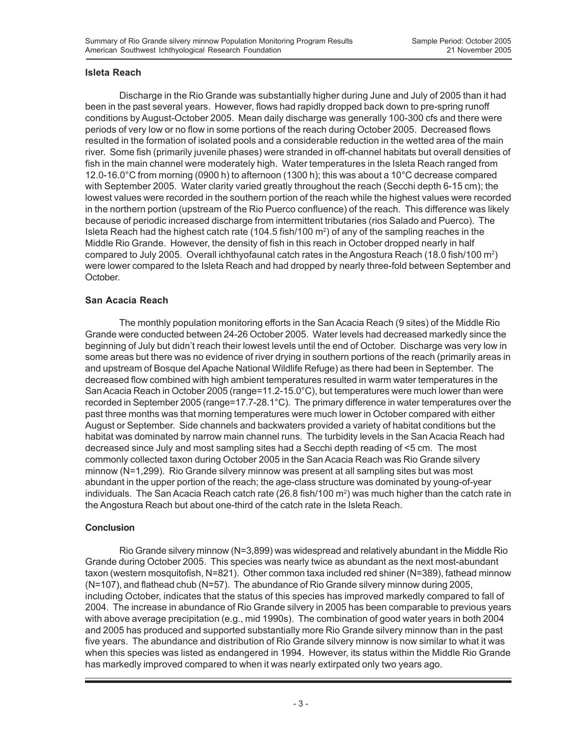### Isleta Reach

Discharge in the Rio Grande was substantially higher during June and July of 2005 than it had been in the past several years. However, flows had rapidly dropped back down to pre-spring runoff conditions by August-October 2005. Mean daily discharge was generally 100-300 cfs and there were periods of very low or no flow in some portions of the reach during October 2005. Decreased flows resulted in the formation of isolated pools and a considerable reduction in the wetted area of the main river. Some fish (primarily juvenile phases) were stranded in off-channel habitats but overall densities of fish in the main channel were moderately high. Water temperatures in the Isleta Reach ranged from 12.0-16.0°C from morning (0900 h) to afternoon (1300 h); this was about a 10°C decrease compared with September 2005. Water clarity varied greatly throughout the reach (Secchi depth 6-15 cm); the lowest values were recorded in the southern portion of the reach while the highest values were recorded in the northern portion (upstream of the Rio Puerco confluence) of the reach. This difference was likely because of periodic increased discharge from intermittent tributaries (rios Salado and Puerco). The Isleta Reach had the highest catch rate (104.5 fish/100 $m^2$) of any of the sampling reaches in the Middle Rio Grande. However, the density of fish in this reach in October dropped nearly in half compared to July 2005. Overall ichthyofaunal catch rates in the Angostura Reach (18.0 fish/100 $m^2$) were lower compared to the Isleta Reach and had dropped by nearly three-fold between September and October.

### San Acacia Reach

The monthly population monitoring efforts in the San Acacia Reach (9 sites) of the Middle Rio Grande were conducted between 24-26 October 2005. Water levels had decreased markedly since the beginning of July but didn't reach their lowest levels until the end of October. Discharge was very low in some areas but there was no evidence of river drying in southern portions of the reach (primarily areas in and upstream of Bosque del Apache National Wildlife Refuge) as there had been in September. The decreased flow combined with high ambient temperatures resulted in warm water temperatures in the San Acacia Reach in October 2005 (range=11.2-15.0°C), but temperatures were much lower than were recorded in September 2005 (range=17.7-28.1°C). The primary difference in water temperatures over the past three months was that morning temperatures were much lower in October compared with either August or September. Side channels and backwaters provided a variety of habitat conditions but the habitat was dominated by narrow main channel runs. The turbidity levels in the San Acacia Reach had decreased since July and most sampling sites had a Secchi depth reading of <5 cm. The most commonly collected taxon during October 2005 in the San Acacia Reach was Rio Grande silvery minnow (N=1,299). Rio Grande silvery minnow was present at all sampling sites but was most abundant in the upper portion of the reach; the age-class structure was dominated by young-of-year individuals. The San Acacia Reach catch rate (26.8 fish/100 $m^2$) was much higher than the catch rate in the Angostura Reach but about one-third of the catch rate in the Isleta Reach.

### Conclusion

Rio Grande silvery minnow (N=3,899) was widespread and relatively abundant in the Middle Rio Grande during October 2005. This species was nearly twice as abundant as the next most-abundant taxon (western mosquitofish, N=821). Other common taxa included red shiner (N=389), fathead minnow (N=107), and flathead chub (N=57). The abundance of Rio Grande silvery minnow during 2005, including October, indicates that the status of this species has improved markedly compared to fall of 2004. The increase in abundance of Rio Grande silvery minnow in 2005 has been comparable to previous years with above average precipitation (e.g., mid 1990s). The combination of good water years in both 2004 and 2005 has produced and supported substantially more Rio Grande silvery minnow than in the past five years. The abundance and distribution of Rio Grande silvery minnow is now similar to what it was when this species was listed as endangered in 1994. However, its status within the Middle Rio Grande has markedly improved compared to when it was nearly extirpated only two years ago.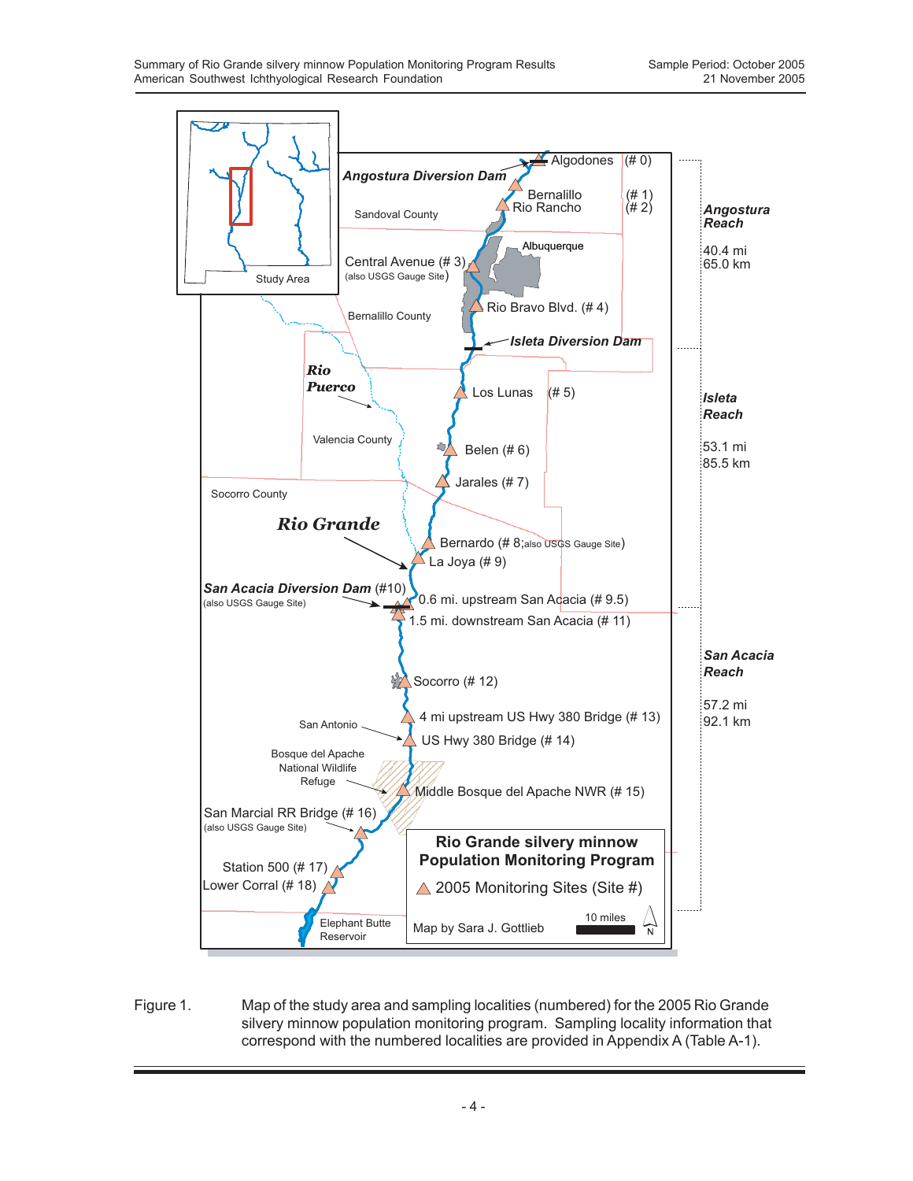Angostura Diversion Dam

Algodones (# 0)

Bernalillo (# 1)

Rio Rancho (# 2)

Sandoval County

Albuquerque

Central Avenue (# 3) (also USGS Gauge Site)

Rio Bravo Blvd. (# 4)

Bernalillo County

Isleta Diversion Dam

Rio Puerco

Los Lunas (# 5)

Valencia County

Belen (# 6)

Jarales (# 7)

Socorro County

Rio Grande

Bernardo (# 8; also USGS Gauge Site)

La Joya (# 9)

San Acacia Diversion Dam (#10) (also USGS Gauge Site)

0.6 mi. upstream San Acacia (# 9.5)

1.5 mi. downstream San Acacia (# 11)

Socorro (# 12)

San Antonio

4 mi upstream US Hwy 380 Bridge (# 13)

US Hwy 380 Bridge (# 14)

Bosque del Apache National Wildlife Refuge

Middle Bosque del Apache NWR (# 15)

San Marcial RR Bridge (# 16) (also USGS Gauge Site)

Station 500 (# 17)

Lower Corral (# 18)

Elephant Butte Reservoir

Study Area

Angostura Reach 40.4 mi 65.0 km

Isleta Reach 53.1 mi 85.5 km

San Acacia Reach 57.2 mi 92.1 km

**Rio Grande silvery minnow Population Monitoring Program**

2005 Monitoring Sites (Site #)

Map by Sara J. Gottlieb

10 miles

N

Figure 1. Map of the study area and sampling localities (numbered) for the 2005 Rio Grande silvery minnow population monitoring program. Sampling locality information that correspond with the numbered localities are provided in Appendix A (Table A-1).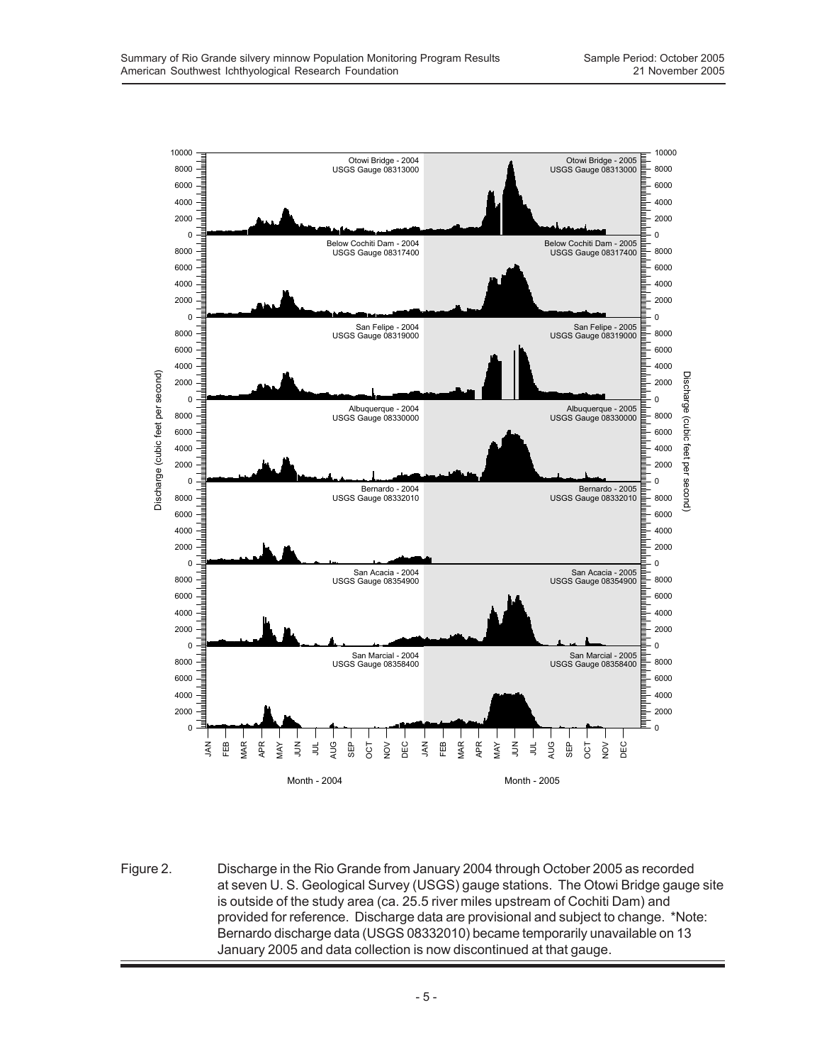Figure 2. Discharge in the Rio Grande from January 2004 through October 2005 as recorded at seven U. S. Geological Survey (USGS) gauge stations. The Otowi Bridge gauge site is outside of the study area (ca. 25.5 river miles upstream of Cochiti Dam) and provided for reference. Discharge data are provisional and subject to change. *Note: Bernardo discharge data (USGS 08332010) became temporarily unavailable on 13 January 2005 and data collection is now discontinued at that gauge.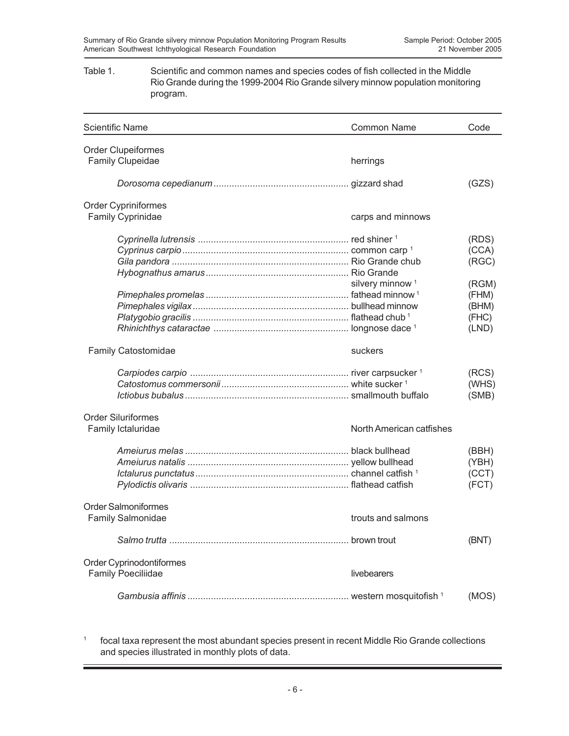Table 1. Scientific and common names and species codes of fish collected in the Middle Rio Grande during the 1999-2004 Rio Grande silvery minnow population monitoring program.

| Scientific Name | Common Name | Code |
|---|---|---|
| Order Clupeiformes | | |
| Family Clupeidae | herrings | |
| *Dorosoma cepedianum* | gizzard shad | (GZS) |
| Order Cypriniformes | | |
| Family Cyprinidae | carps and minnows | |
| *Cyprinella lutrensis* | red shiner [1] | (RDS) |
| *Cyprinus carpio* | common carp [1] | (CCA) |
| *Gila pandora* | Rio Grande chub | (RGC) |
| *Hybognathus amarus* | Rio Grande silvery minnow [1] | (RGM) |
| *Pimephales promelas* | fathead minnow [1] | (FHM) |
| *Pimephales vigilax* | bullhead minnow | (BHM) |
| *Platygobio gracilis* | flathead chub [1] | (FHC) |
| *Rhinichthys cataractae* | longnose dace [1] | (LND) |
| Family Catostomidae | suckers | |
| *Carpiodes carpio* | river carpsucker [1] | (RCS) |
| *Catostomus commersonii* | white sucker [1] | (WHS) |
| *Ictiobus bubalus* | smallmouth buffalo | (SMB) |
| Order Siluriformes | | |
| Family Ictaluridae | North American catfishes | |
| *Ameiurus melas* | black bullhead | (BBH) |
| *Ameiurus natalis* | yellow bullhead | (YBH) |
| *Ictalurus punctatus* | channel catfish [1] | (CCT) |
| *Pylodictis olivaris* | flathead catfish | (FCT) |
| Order Salmoniformes | | |
| Family Salmonidae | trouts and salmons | |
| *Salmo trutta* | brown trout | (BNT) |
| Order Cyprinodontiformes | | |
| Family Poeciliidae | livebearers | |
| *Gambusia affinis* | western mosquitofish [1] | (MOS) |

[1] focal taxa represent the most abundant species present in recent Middle Rio Grande collections and species illustrated in monthly plots of data.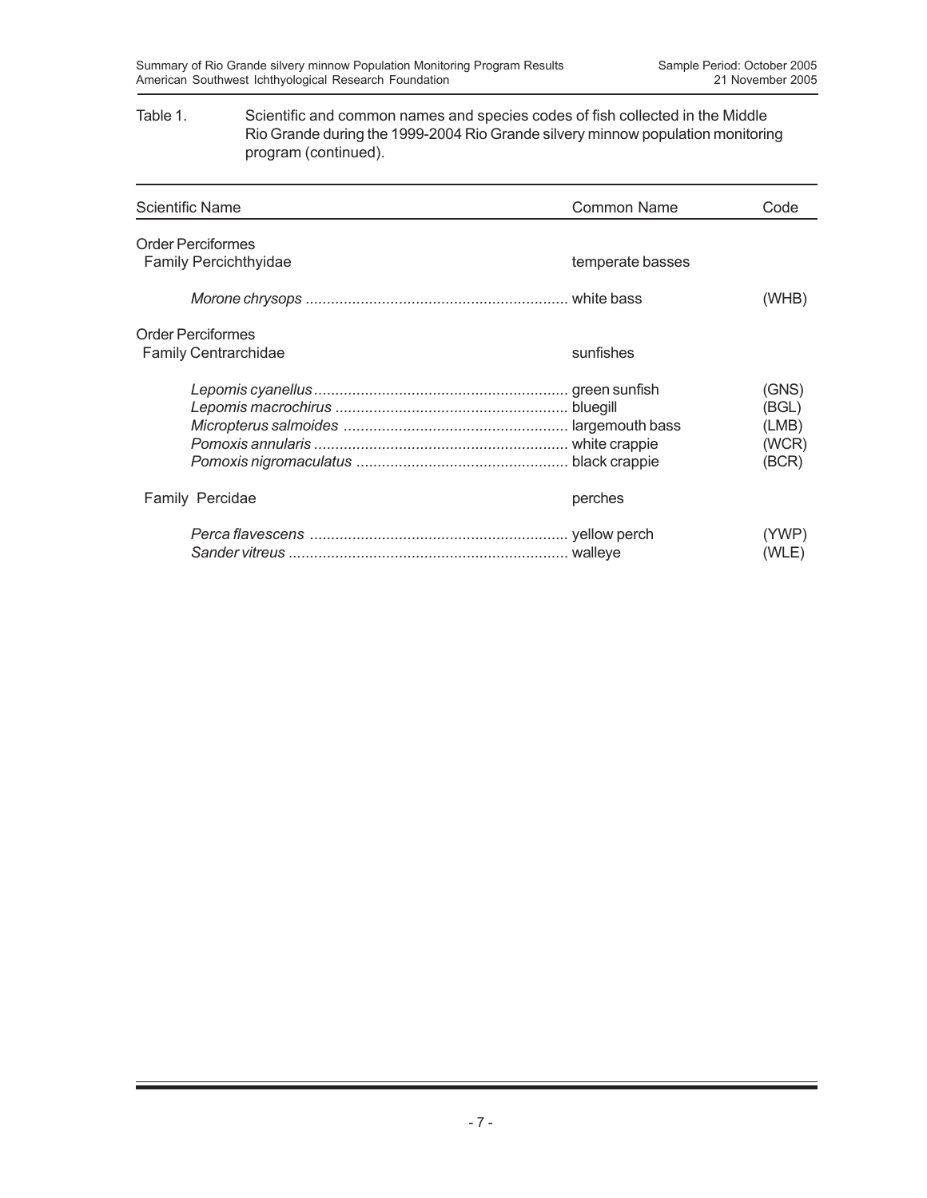Table 1. Scientific and common names and species codes of fish collected in the Middle Rio Grande during the 1999-2004 Rio Grande silvery minnow population monitoring program (continued).

| Scientific Name | Common Name | Code |
|---|---|---|
| Order Perciformes | | |
| Family Percichthyidae | temperate basses | |
| *Morone chrysops* | white bass | (WHB) |
| Order Perciformes | | |
| Family Centrarchidae | sunfishes | |
| *Lepomis cyanellus* | green sunfish | (GNS) |
| *Lepomis macrochirus* | bluegill | (BGL) |
| *Micropterus salmoides* | largemouth bass | (LMB) |
| *Pomoxis annularis* | white crappie | (WCR) |
| *Pomoxis nigromaculatus* | black crappie | (BCR) |
| Family Percidae | perches | |
| *Perca flavescens* | yellow perch | (YWP) |
| *Sander vitreus* | walleye | (WLE) |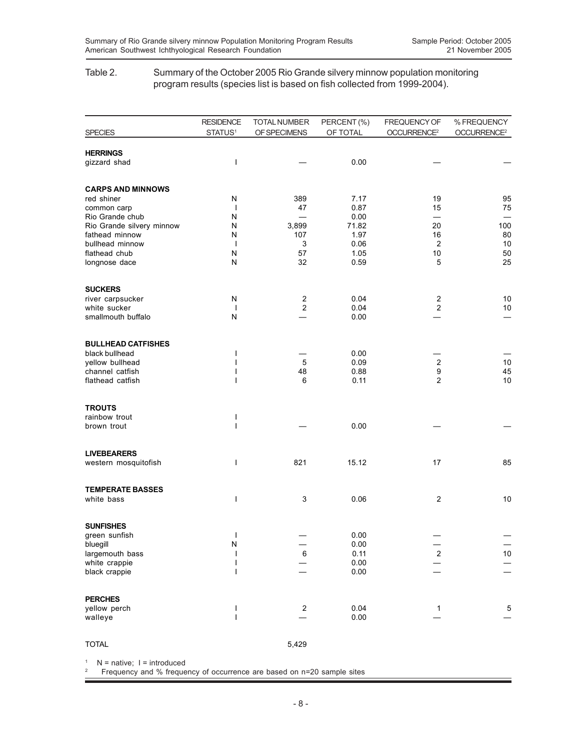Table 2. Summary of the October 2005 Rio Grande silvery minnow population monitoring program results (species list is based on fish collected from 1999-2004).

| SPECIES | RESIDENCE STATUS[1] | TOTAL NUMBER OF SPECIMENS | PERCENT (%) OF TOTAL | FREQUENCY OF OCCURRENCE[2] | % FREQUENCY OCCURRENCE[2] |
|---|---|---|---|---|---|
| **HERRINGS** | | | | | |
| gizzard shad | I | — | 0.00 | — | — |
| **CARPS AND MINNOWS** | | | | | |
| red shiner | N | 389 | 7.17 | 19 | 95 |
| common carp | I | 47 | 0.87 | 15 | 75 |
| Rio Grande chub | N | — | 0.00 | — | — |
| Rio Grande silvery minnow | N | 3,899 | 71.82 | 20 | 100 |
| fathead minnow | N | 107 | 1.97 | 16 | 80 |
| bullhead minnow | I | 3 | 0.06 | 2 | 10 |
| flathead chub | N | 57 | 1.05 | 10 | 50 |
| longnose dace | N | 32 | 0.59 | 5 | 25 |
| **SUCKERS** | | | | | |
| river carpsucker | N | 2 | 0.04 | 2 | 10 |
| white sucker | I | 2 | 0.04 | 2 | 10 |
| smallmouth buffalo | N | — | 0.00 | — | — |
| **BULLHEAD CATFISHES** | | | | | |
| black bullhead | I | — | 0.00 | — | — |
| yellow bullhead | I | 5 | 0.09 | 2 | 10 |
| channel catfish | I | 48 | 0.88 | 9 | 45 |
| flathead catfish | I | 6 | 0.11 | 2 | 10 |
| **TROUTS** | | | | | |
| rainbow trout | I | | | | |
| brown trout | I | — | 0.00 | — | — |
| **LIVEBEARERS** | | | | | |
| western mosquitofish | I | 821 | 15.12 | 17 | 85 |
| **TEMPERATE BASSES** | | | | | |
| white bass | I | 3 | 0.06 | 2 | 10 |
| **SUNFISHES** | | | | | |
| green sunfish | I | — | 0.00 | — | — |
| bluegill | N | — | 0.00 | — | — |
| largemouth bass | I | 6 | 0.11 | 2 | 10 |
| white crappie | I | — | 0.00 | — | — |
| black crappie | I | — | 0.00 | — | — |
| **PERCHES** | | | | | |
| yellow perch | I | 2 | 0.04 | 1 | 5 |
| walleye | I | — | 0.00 | — | — |
| TOTAL | | 5,429 | | | |

[1] N = native; I = introduced
[2] Frequency and % frequency of occurrence are based on n=20 sample sites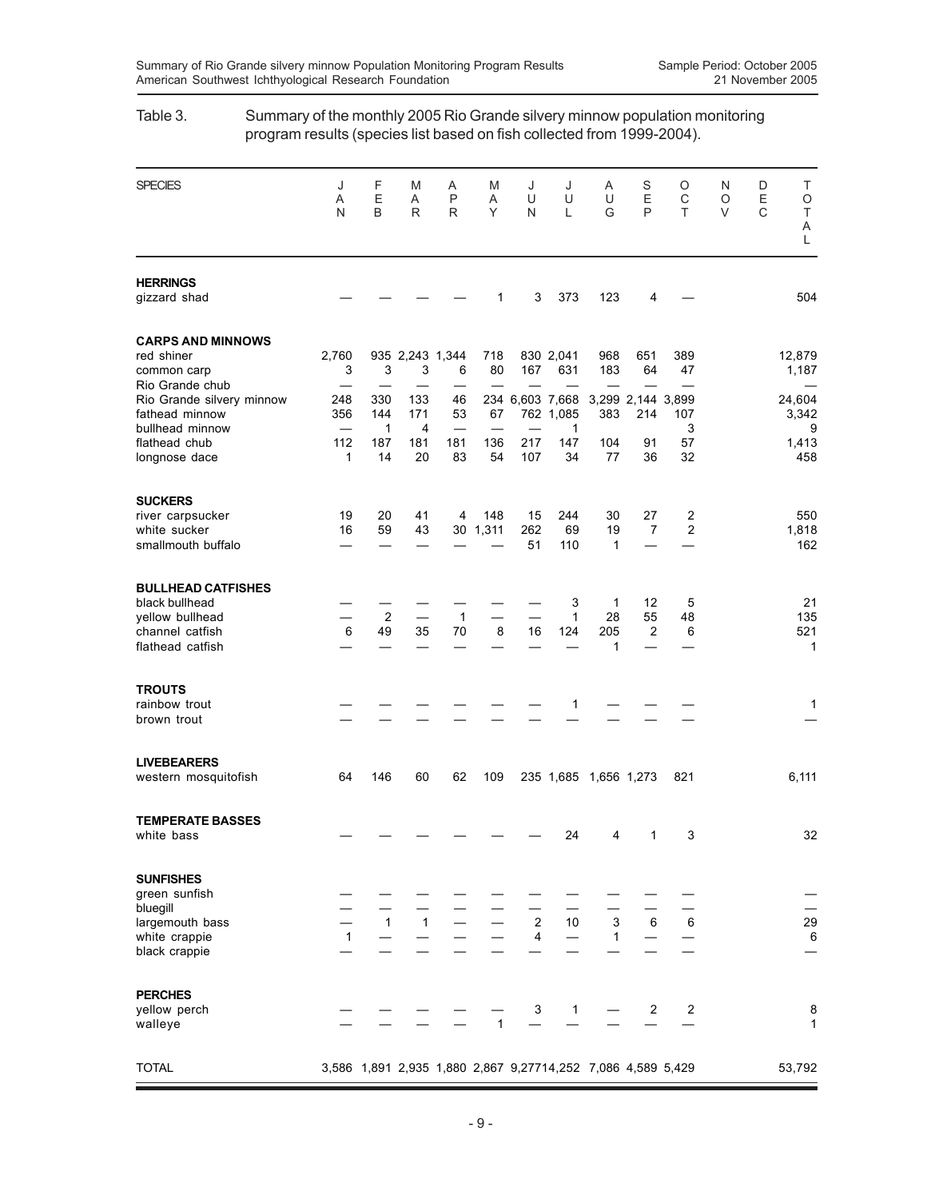Table 3. Summary of the monthly 2005 Rio Grande silvery minnow population monitoring program results (species list based on fish collected from 1999-2004).

| SPECIES | JAN | FEB | MAR | APR | MAY | JUN | JUL | AUG | SEP | OCT | NOV | DEC | TOTAL |
|---|---|---|---|---|---|---|---|---|---|---|---|---|---|
| **HERRINGS** | | | | | | | | | | | | | |
| gizzard shad | — | — | — | — | 1 | 3 | 373 | 123 | 4 | — | | | 504 |
| **CARPS AND MINNOWS** | | | | | | | | | | | | | |
| red shiner | 2,760 | 935 | 2,243 | 1,344 | 718 | 830 | 2,041 | 968 | 651 | 389 | | | 12,879 |
| common carp | 3 | 3 | 3 | 6 | 80 | 167 | 631 | 183 | 64 | 47 | | | 1,187 |
| Rio Grande chub | — | — | — | — | — | — | — | — | — | — | | | — |
| Rio Grande silvery minnow | 248 | 330 | 133 | 46 | 234 | 6,603 | 7,668 | 3,299 | 2,144 | 3,899 | | | 24,604 |
| fathead minnow | 356 | 144 | 171 | 53 | 67 | 762 | 1,085 | 383 | 214 | 107 | | | 3,342 |
| bullhead minnow | — | 1 | 4 | — | — | — | 1 | — | — | 3 | | | 9 |
| flathead chub | 112 | 187 | 181 | 181 | 136 | 217 | 147 | 104 | 91 | 57 | | | 1,413 |
| longnose dace | 1 | 14 | 20 | 83 | 54 | 107 | 34 | 77 | 36 | 32 | | | 458 |
| **SUCKERS** | | | | | | | | | | | | | |
| river carpsucker | 19 | 20 | 41 | 4 | 148 | 15 | 244 | 30 | 27 | 2 | | | 550 |
| white sucker | 16 | 59 | 43 | 30 | 1,311 | 262 | 69 | 19 | 7 | 2 | | | 1,818 |
| smallmouth buffalo | — | — | — | — | — | 51 | 110 | 1 | — | — | | | 162 |
| **BULLHEAD CATFISHES** | | | | | | | | | | | | | |
| black bullhead | — | — | — | — | — | — | 3 | 1 | 12 | 5 | | | 21 |
| yellow bullhead | — | 2 | — | 1 | — | — | 1 | 28 | 55 | 48 | | | 135 |
| channel catfish | 6 | 49 | 35 | 70 | 8 | 16 | 124 | 205 | 2 | 6 | | | 521 |
| flathead catfish | — | — | — | — | — | — | — | 1 | — | — | | | 1 |
| **TROUTS** | | | | | | | | | | | | | |
| rainbow trout | — | — | — | — | — | — | 1 | — | — | — | | | 1 |
| brown trout | — | — | — | — | — | — | — | — | — | — | | | — |
| **LIVEBEARERS** | | | | | | | | | | | | | |
| western mosquitofish | 64 | 146 | 60 | 62 | 109 | 235 | 1,685 | 1,656 | 1,273 | 821 | | | 6,111 |
| **TEMPERATE BASSES** | | | | | | | | | | | | | |
| white bass | — | — | — | — | — | — | 24 | 4 | 1 | 3 | | | 32 |
| **SUNFISHES** | | | | | | | | | | | | | |
| green sunfish | — | — | — | — | — | — | — | — | — | — | | | — |
| bluegill | — | — | — | — | — | — | — | — | — | — | | | — |
| largemouth bass | — | 1 | 1 | — | — | 2 | 10 | 3 | 6 | 6 | | | 29 |
| white crappie | 1 | — | — | — | — | 4 | — | 1 | — | — | | | 6 |
| black crappie | — | — | — | — | — | — | — | — | — | — | | | — |
| **PERCHES** | | | | | | | | | | | | | |
| yellow perch | — | — | — | — | — | 3 | 1 | — | 2 | 2 | | | 8 |
| walleye | — | — | — | — | 1 | — | — | — | — | — | | | 1 |
| TOTAL | 3,586 | 1,891 | 2,935 | 1,880 | 2,867 | 9,277 | 14,252 | 7,086 | 4,589 | 5,429 | | | 53,792 |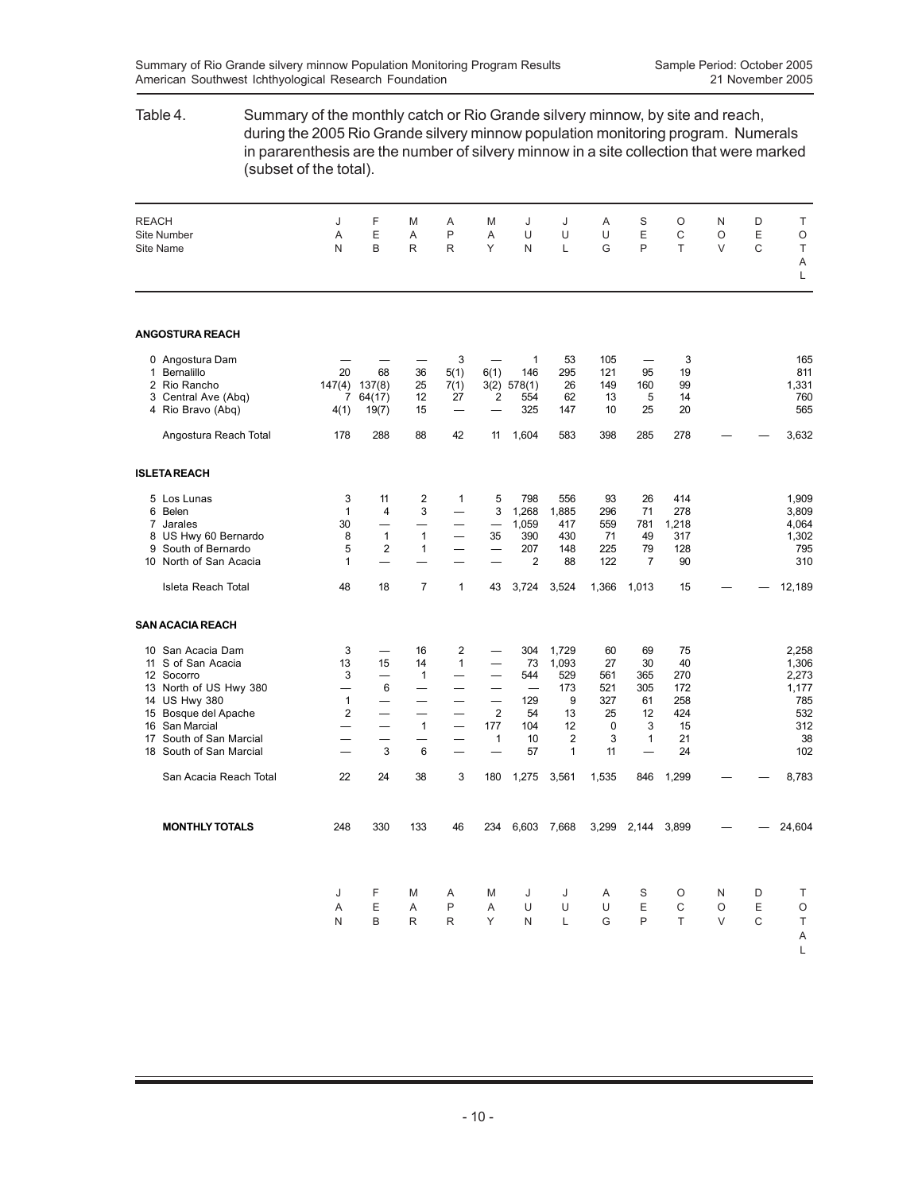Table 4. Summary of the monthly catch or Rio Grande silvery minnow, by site and reach, during the 2005 Rio Grande silvery minnow population monitoring program. Numerals in pararenthesis are the number of silvery minnow in a site collection that were marked (subset of the total).

| REACH<br>Site Number<br>Site Name | JAN | FEB | MAR | APR | MAY | JUN | JUL | AUG | SEP | OCT | NOV | DEC | TOTAL |
|---|---|---|---|---|---|---|---|---|---|---|---|---|---|
| **ANGOSTURA REACH** | | | | | | | | | | | | | |
| 0 Angostura Dam | — | — | — | 3 | — | 1 | 53 | 105 | — | 3 | | | 165 |
| 1 Bernalillo | 20 | 68 | 36 | 5(1) | 6(1) | 146 | 295 | 121 | 95 | 19 | | | 811 |
| 2 Rio Rancho | 147(4) | 137(8) | 25 | 7(1) | 3(2) | 578(1) | 26 | 149 | 160 | 99 | | | 1,331 |
| 3 Central Ave (Abq) | 7 | 64(17) | 12 | 27 | 2 | 554 | 62 | 13 | 5 | 14 | | | 760 |
| 4 Rio Bravo (Abq) | 4(1) | 19(7) | 15 | — | — | 325 | 147 | 10 | 25 | 20 | | | 565 |
| Angostura Reach Total | 178 | 288 | 88 | 42 | 11 | 1,604 | 583 | 398 | 285 | 278 | — | — | 3,632 |
| **ISLETA REACH** | | | | | | | | | | | | | |
| 5 Los Lunas | 3 | 11 | 2 | 1 | 5 | 798 | 556 | 93 | 26 | 414 | | | 1,909 |
| 6 Belen | 1 | 4 | 3 | — | 3 | 1,268 | 1,885 | 296 | 71 | 278 | | | 3,809 |
| 7 Jarales | 30 | — | — | — | — | 1,059 | 417 | 559 | 781 | 1,218 | | | 4,064 |
| 8 US Hwy 60 Bernardo | 8 | 1 | 1 | — | 35 | 390 | 430 | 71 | 49 | 317 | | | 1,302 |
| 9 South of Bernardo | 5 | 2 | 1 | — | — | 207 | 148 | 225 | 79 | 128 | | | 795 |
| 10 North of San Acacia | 1 | — | — | — | — | 2 | 88 | 122 | 7 | 90 | | | 310 |
| Isleta Reach Total | 48 | 18 | 7 | 1 | 43 | 3,724 | 3,524 | 1,366 | 1,013 | 15 | — | — | 12,189 |
| **SAN ACACIA REACH** | | | | | | | | | | | | | |
| 10 San Acacia Dam | 3 | — | 16 | 2 | — | 304 | 1,729 | 60 | 69 | 75 | | | 2,258 |
| 11 S of San Acacia | 13 | 15 | 14 | 1 | — | 73 | 1,093 | 27 | 30 | 40 | | | 1,306 |
| 12 Socorro | 3 | — | 1 | — | — | 544 | 529 | 561 | 365 | 270 | | | 2,273 |
| 13 North of US Hwy 380 | — | 6 | — | — | — | — | 173 | 521 | 305 | 172 | | | 1,177 |
| 14 US Hwy 380 | 1 | — | — | — | — | 129 | 9 | 327 | 61 | 258 | | | 785 |
| 15 Bosque del Apache | 2 | — | — | — | 2 | 54 | 13 | 25 | 12 | 424 | | | 532 |
| 16 San Marcial | — | — | 1 | — | 177 | 104 | 12 | 0 | 3 | 15 | | | 312 |
| 17 South of San Marcial | — | — | — | — | 1 | 10 | 2 | 3 | 1 | 21 | | | 38 |
| 18 South of San Marcial | — | 3 | 6 | — | — | 57 | 1 | 11 | — | 24 | | | 102 |
| San Acacia Reach Total | 22 | 24 | 38 | 3 | 180 | 1,275 | 3,561 | 1,535 | 846 | 1,299 | — | — | 8,783 |
| **MONTHLY TOTALS** | 248 | 330 | 133 | 46 | 234 | 6,603 | 7,668 | 3,299 | 2,144 | 3,899 | — | — | 24,604 |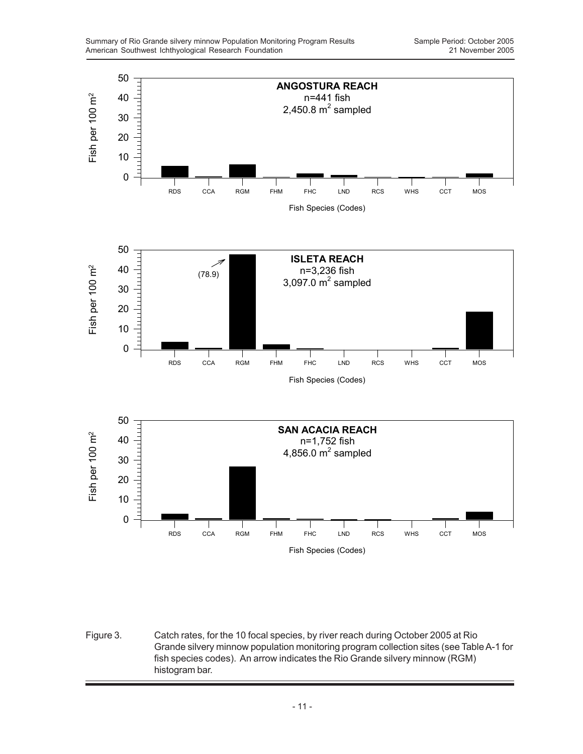**ANGOSTURA REACH**
n=441 fish
2,450.8 $m^2$ sampled

Fish per 100 $m^2$

RDS CCA RGM FHM FHC LND RCS WHS CCT MOS

Fish Species (Codes)

**ISLETA REACH**
n=3,236 fish
3,097.0 $m^2$ sampled

(78.9)

Fish per 100 $m^2$

RDS CCA RGM FHM FHC LND RCS WHS CCT MOS

Fish Species (Codes)

**SAN ACACIA REACH**
n=1,752 fish
4,856.0 $m^2$ sampled

Fish per 100 $m^2$

RDS CCA RGM FHM FHC LND RCS WHS CCT MOS

Fish Species (Codes)

Figure 3. Catch rates, for the 10 focal species, by river reach during October 2005 at Rio Grande silvery minnow population monitoring program collection sites (see Table A-1 for fish species codes). An arrow indicates the Rio Grande silvery minnow (RGM) histogram bar.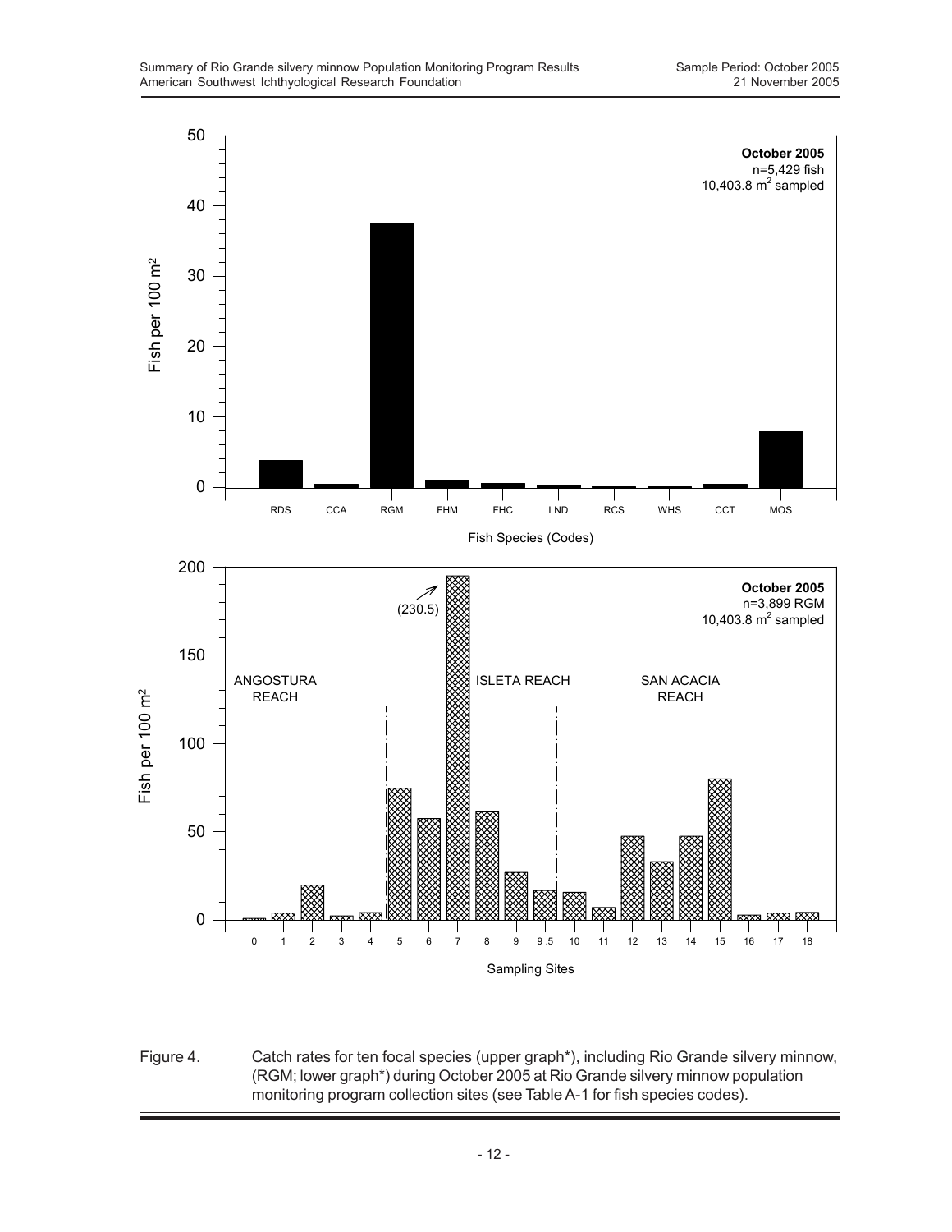Figure 4. Catch rates for ten focal species (upper graph*), including Rio Grande silvery minnow, (RGM; lower graph*) during October 2005 at Rio Grande silvery minnow population monitoring program collection sites (see Table A-1 for fish species codes).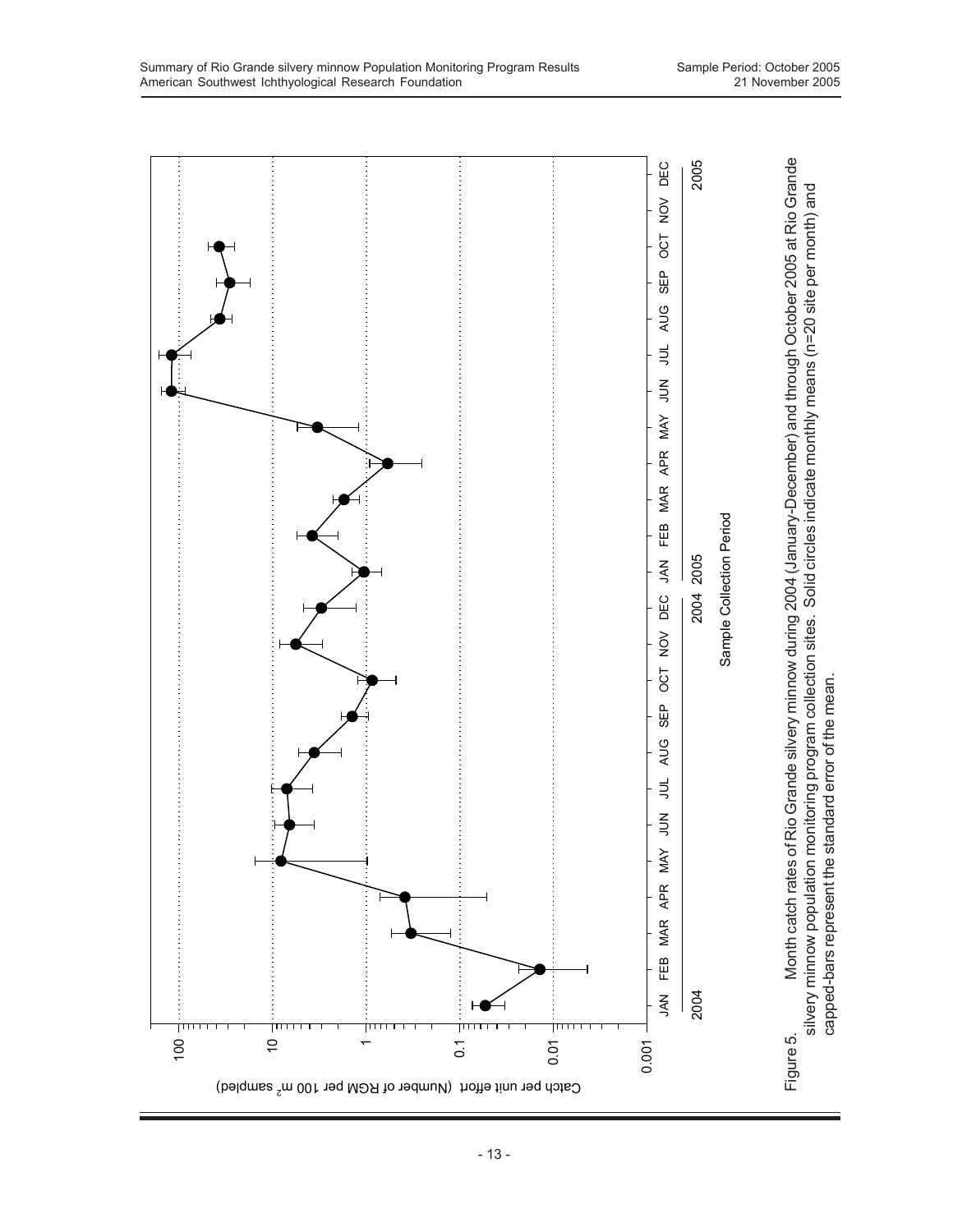Catch per unit effort (Number of RGM per 100 m$^2$ sampled)

100

10

1

0.1

0.01

0.001

JAN FEB MAR APR MAY JUN JUL AUG SEP OCT NOV DEC JAN FEB MAR APR MAY JUN JUL AUG SEP OCT NOV DEC

2004 2004 2005 2005

Sample Collection Period

Figure 5. Month catch rates of Rio Grande silvery minnow during 2004 (January-December) and through October 2005 at Rio Grande silvery minnow population monitoring program collection sites. Solid circles indicate monthly means (n=20 site per month) and capped-bars represent the standard error of the mean.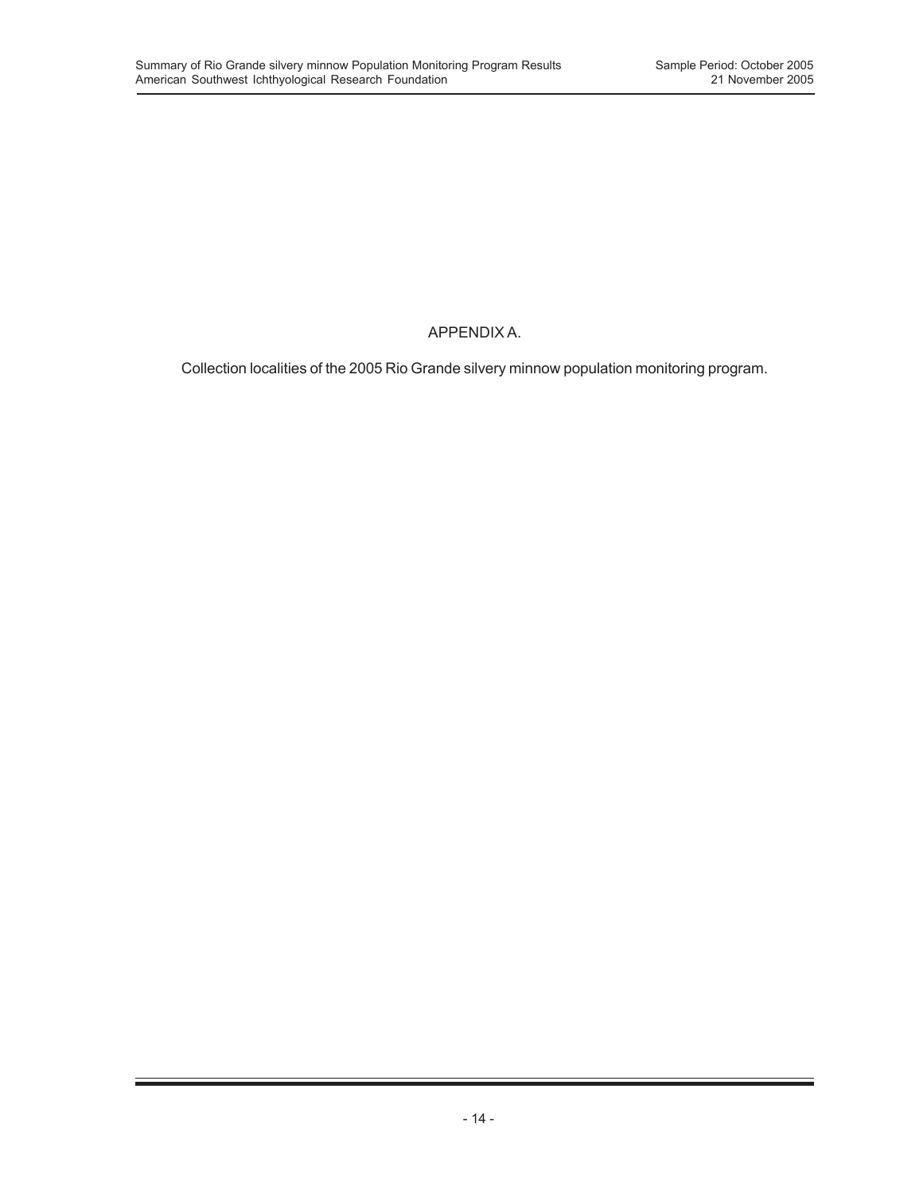# APPENDIX A.

Collection localities of the 2005 Rio Grande silvery minnow population monitoring program.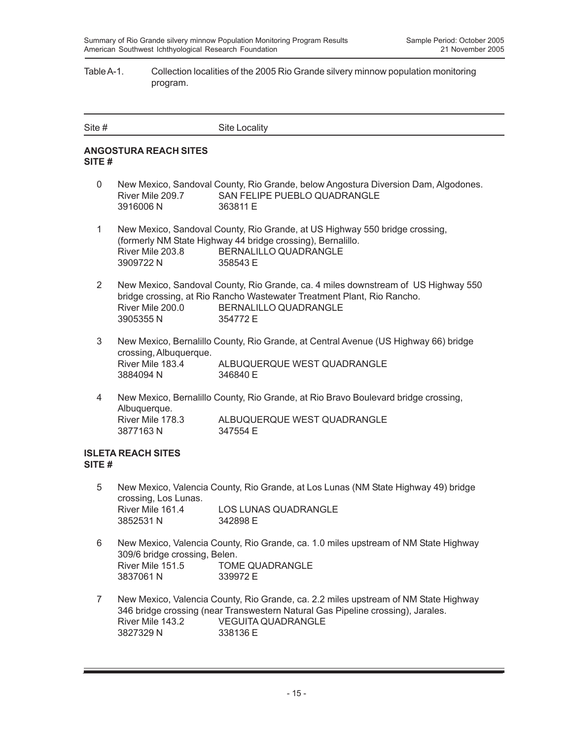Table A-1. Collection localities of the 2005 Rio Grande silvery minnow population monitoring program.

| Site # | Site Locality |
|---|---|

**ANGOSTURA REACH SITES**
**SITE #**

0 New Mexico, Sandoval County, Rio Grande, below Angostura Diversion Dam, Algodones.
River Mile 209.7 SAN FELIPE PUEBLO QUADRANGLE
3916006 N 363811 E

1 New Mexico, Sandoval County, Rio Grande, at US Highway 550 bridge crossing, (formerly NM State Highway 44 bridge crossing), Bernalillo.
River Mile 203.8 BERNALILLO QUADRANGLE
3909722 N 358543 E

2 New Mexico, Sandoval County, Rio Grande, ca. 4 miles downstream of US Highway 550 bridge crossing, at Rio Rancho Wastewater Treatment Plant, Rio Rancho.
River Mile 200.0 BERNALILLO QUADRANGLE
3905355 N 354772 E

3 New Mexico, Bernalillo County, Rio Grande, at Central Avenue (US Highway 66) bridge crossing, Albuquerque.
River Mile 183.4 ALBUQUERQUE WEST QUADRANGLE
3884094 N 346840 E

4 New Mexico, Bernalillo County, Rio Grande, at Rio Bravo Boulevard bridge crossing, Albuquerque.
River Mile 178.3 ALBUQUERQUE WEST QUADRANGLE
3877163 N 347554 E

**ISLETA REACH SITES**
**SITE #**

5 New Mexico, Valencia County, Rio Grande, at Los Lunas (NM State Highway 49) bridge crossing, Los Lunas.
River Mile 161.4 LOS LUNAS QUADRANGLE
3852531 N 342898 E

6 New Mexico, Valencia County, Rio Grande, ca. 1.0 miles upstream of NM State Highway 309/6 bridge crossing, Belen.
River Mile 151.5 TOME QUADRANGLE
3837061 N 339972 E

7 New Mexico, Valencia County, Rio Grande, ca. 2.2 miles upstream of NM State Highway 346 bridge crossing (near Transwestern Natural Gas Pipeline crossing), Jarales.
River Mile 143.2 VEGUITA QUADRANGLE
3827329 N 338136 E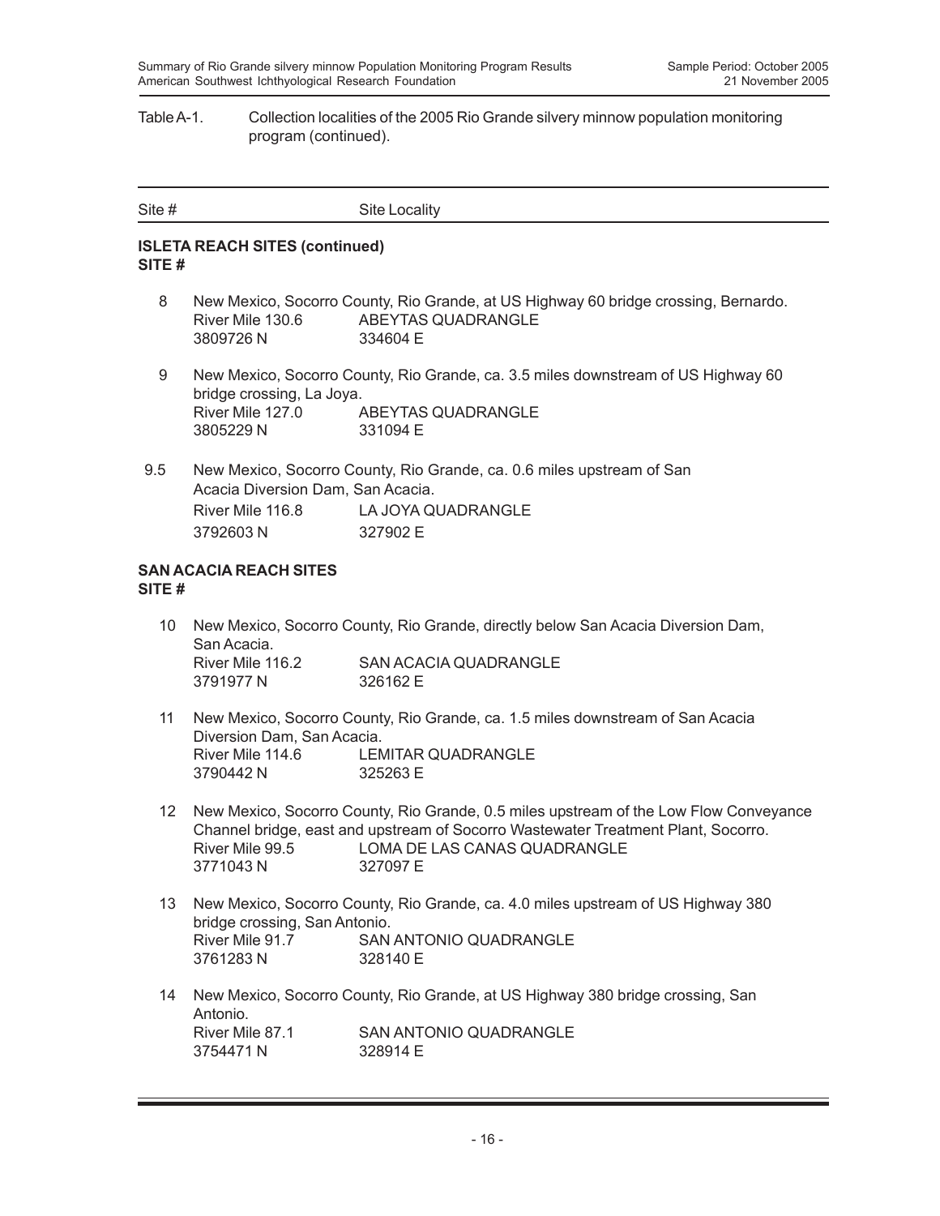Table A-1. Collection localities of the 2005 Rio Grande silvery minnow population monitoring program (continued).

| Site # | Site Locality |
|---|---|

**ISLETA REACH SITES (continued)**
**SITE #**

8 New Mexico, Socorro County, Rio Grande, at US Highway 60 bridge crossing, Bernardo.
River Mile 130.6 ABEYTAS QUADRANGLE
3809726 N 334604 E

9 New Mexico, Socorro County, Rio Grande, ca. 3.5 miles downstream of US Highway 60 bridge crossing, La Joya.
River Mile 127.0 ABEYTAS QUADRANGLE
3805229 N 331094 E

9.5 New Mexico, Socorro County, Rio Grande, ca. 0.6 miles upstream of San Acacia Diversion Dam, San Acacia.
River Mile 116.8 LA JOYA QUADRANGLE
3792603 N 327902 E

**SAN ACACIA REACH SITES**
**SITE #**

10 New Mexico, Socorro County, Rio Grande, directly below San Acacia Diversion Dam, San Acacia.
River Mile 116.2 SAN ACACIA QUADRANGLE
3791977 N 326162 E

11 New Mexico, Socorro County, Rio Grande, ca. 1.5 miles downstream of San Acacia Diversion Dam, San Acacia.
River Mile 114.6 LEMITAR QUADRANGLE
3790442 N 325263 E

12 New Mexico, Socorro County, Rio Grande, 0.5 miles upstream of the Low Flow Conveyance Channel bridge, east and upstream of Socorro Wastewater Treatment Plant, Socorro.
River Mile 99.5 LOMA DE LAS CANAS QUADRANGLE
3771043 N 327097 E

13 New Mexico, Socorro County, Rio Grande, ca. 4.0 miles upstream of US Highway 380 bridge crossing, San Antonio.
River Mile 91.7 SAN ANTONIO QUADRANGLE
3761283 N 328140 E

14 New Mexico, Socorro County, Rio Grande, at US Highway 380 bridge crossing, San Antonio.
River Mile 87.1 SAN ANTONIO QUADRANGLE
3754471 N 328914 E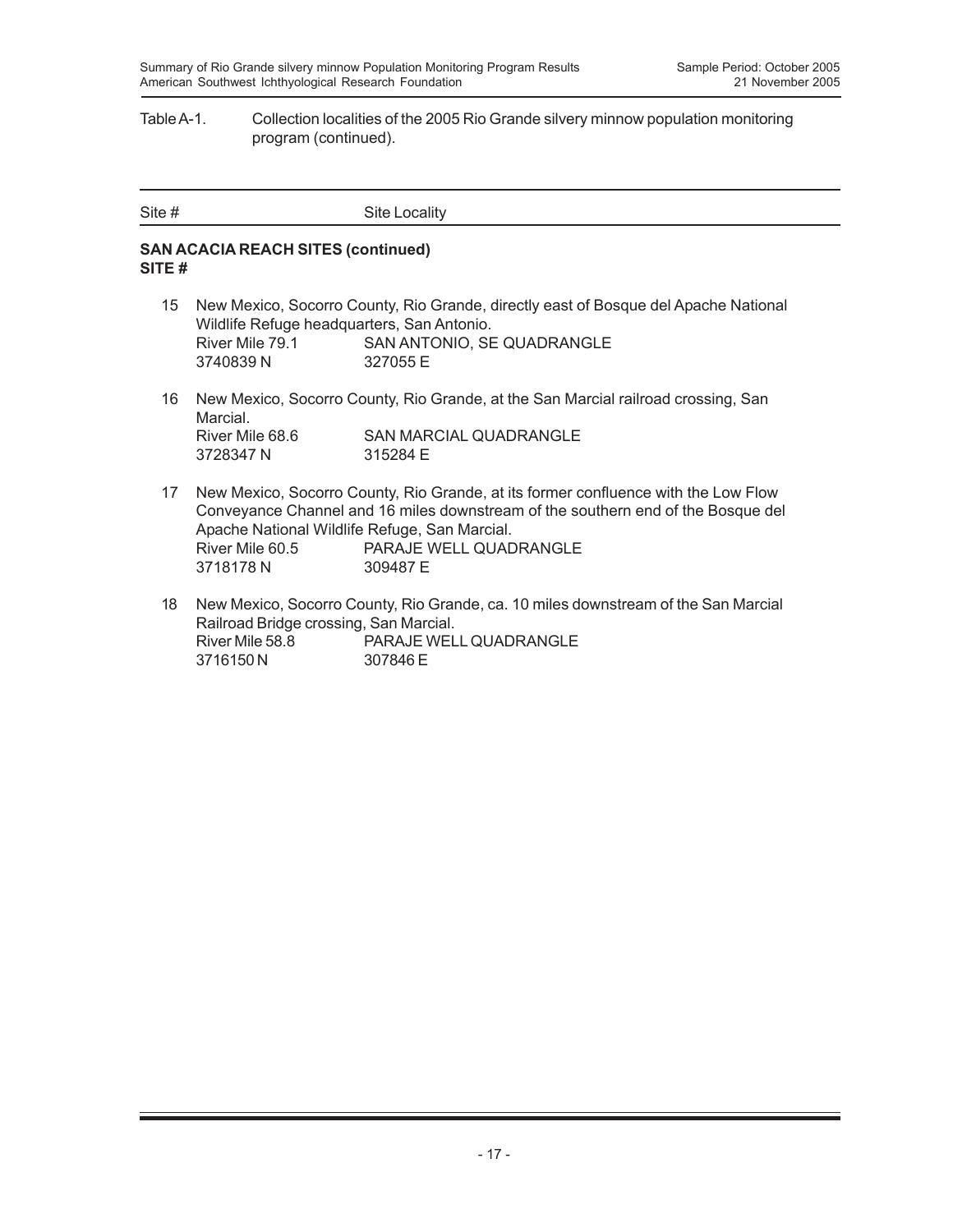Table A-1. Collection localities of the 2005 Rio Grande silvery minnow population monitoring program (continued).

| Site # | Site Locality |
| --- | --- |

**SAN ACACIA REACH SITES (continued)**
**SITE #**

15 New Mexico, Socorro County, Rio Grande, directly east of Bosque del Apache National Wildlife Refuge headquarters, San Antonio.
River Mile 79.1 SAN ANTONIO, SE QUADRANGLE
3740839 N 327055 E

16 New Mexico, Socorro County, Rio Grande, at the San Marcial railroad crossing, San Marcial.
River Mile 68.6 SAN MARCIAL QUADRANGLE
3728347 N 315284 E

17 New Mexico, Socorro County, Rio Grande, at its former confluence with the Low Flow Conveyance Channel and 16 miles downstream of the southern end of the Bosque del Apache National Wildlife Refuge, San Marcial.
River Mile 60.5 PARAJE WELL QUADRANGLE
3718178 N 309487 E

18 New Mexico, Socorro County, Rio Grande, ca. 10 miles downstream of the San Marcial Railroad Bridge crossing, San Marcial.
River Mile 58.8 PARAJE WELL QUADRANGLE
3716150 N 307846 E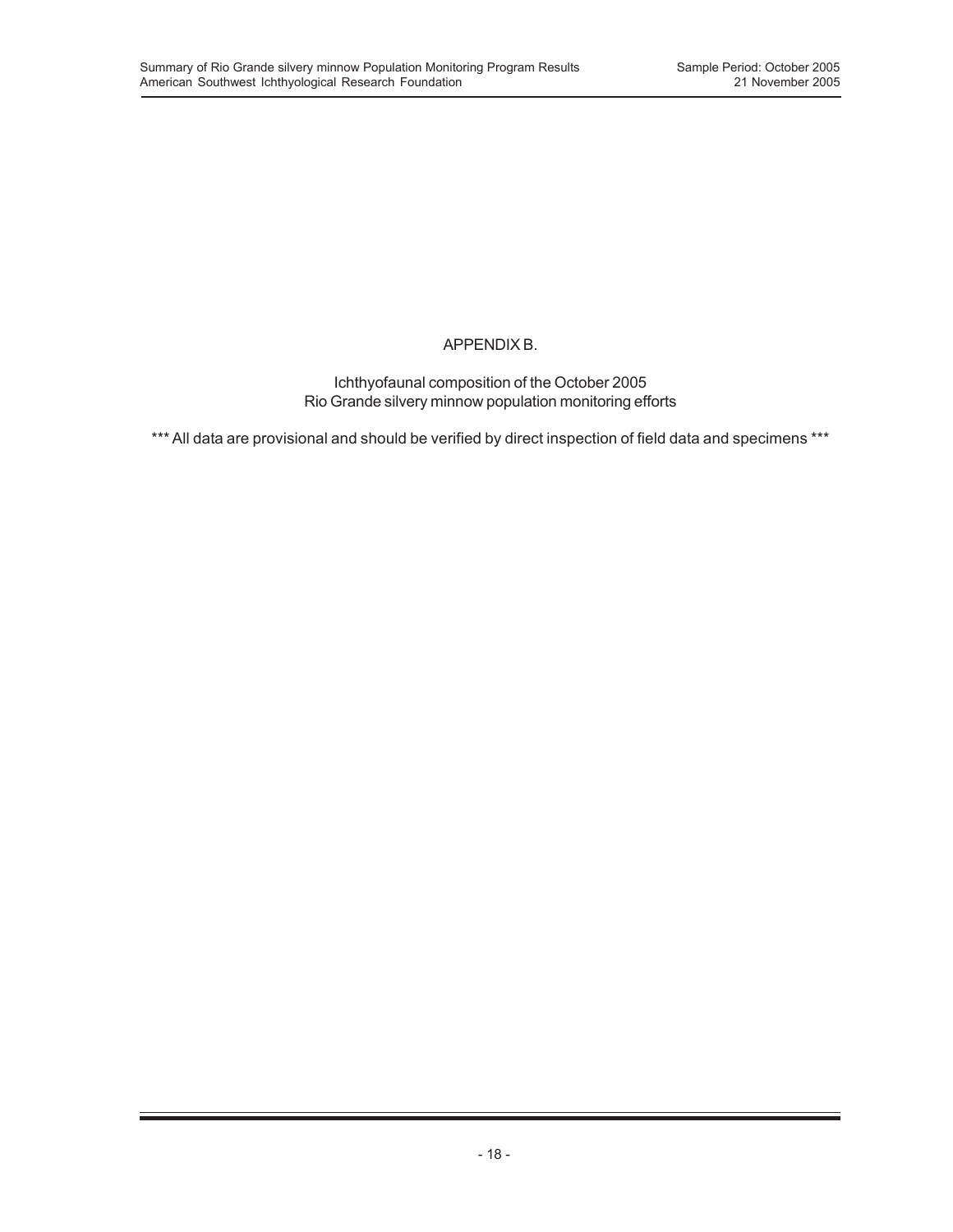# APPENDIX B.

Ichthyofaunal composition of the October 2005
Rio Grande silvery minnow population monitoring efforts

*** All data are provisional and should be verified by direct inspection of field data and specimens ***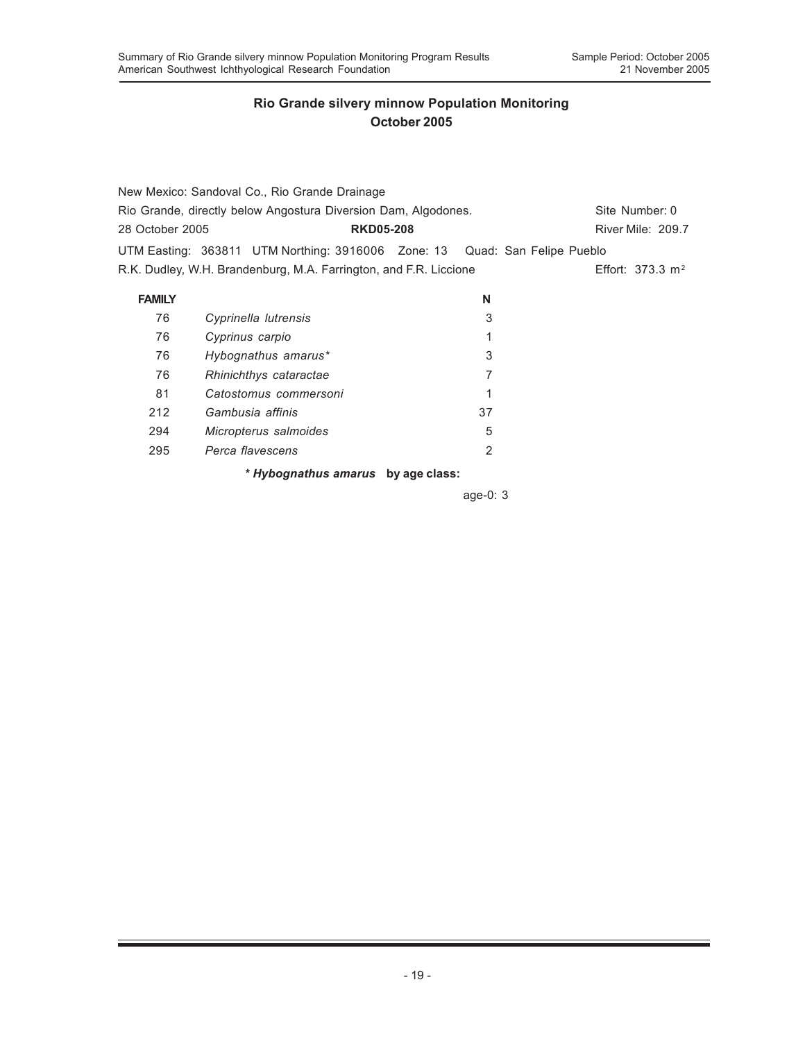## Rio Grande silvery minnow Population Monitoring
## October 2005

New Mexico: Sandoval Co., Rio Grande Drainage
Rio Grande, directly below Angostura Diversion Dam, Algodones. Site Number: 0
28 October 2005 **RKD05-208** River Mile: 209.7
UTM Easting: 363811 UTM Northing: 3916006 Zone: 13 Quad: San Felipe Pueblo
R.K. Dudley, W.H. Brandenburg, M.A. Farrington, and F.R. Liccione Effort: 373.3 $m^2$

| FAMILY | | N |
|---|---|---|
| 76 | *Cyprinella lutrensis* | 3 |
| 76 | *Cyprinus carpio* | 1 |
| 76 | *Hybognathus amarus** | 3 |
| 76 | *Rhinichthys cataractae* | 7 |
| 81 | *Catostomus commersoni* | 1 |
| 212 | *Gambusia affinis* | 37 |
| 294 | *Micropterus salmoides* | 5 |
| 295 | *Perca flavescens* | 2 |

**\* *Hybognathus amarus* by age class:**

age-0: 3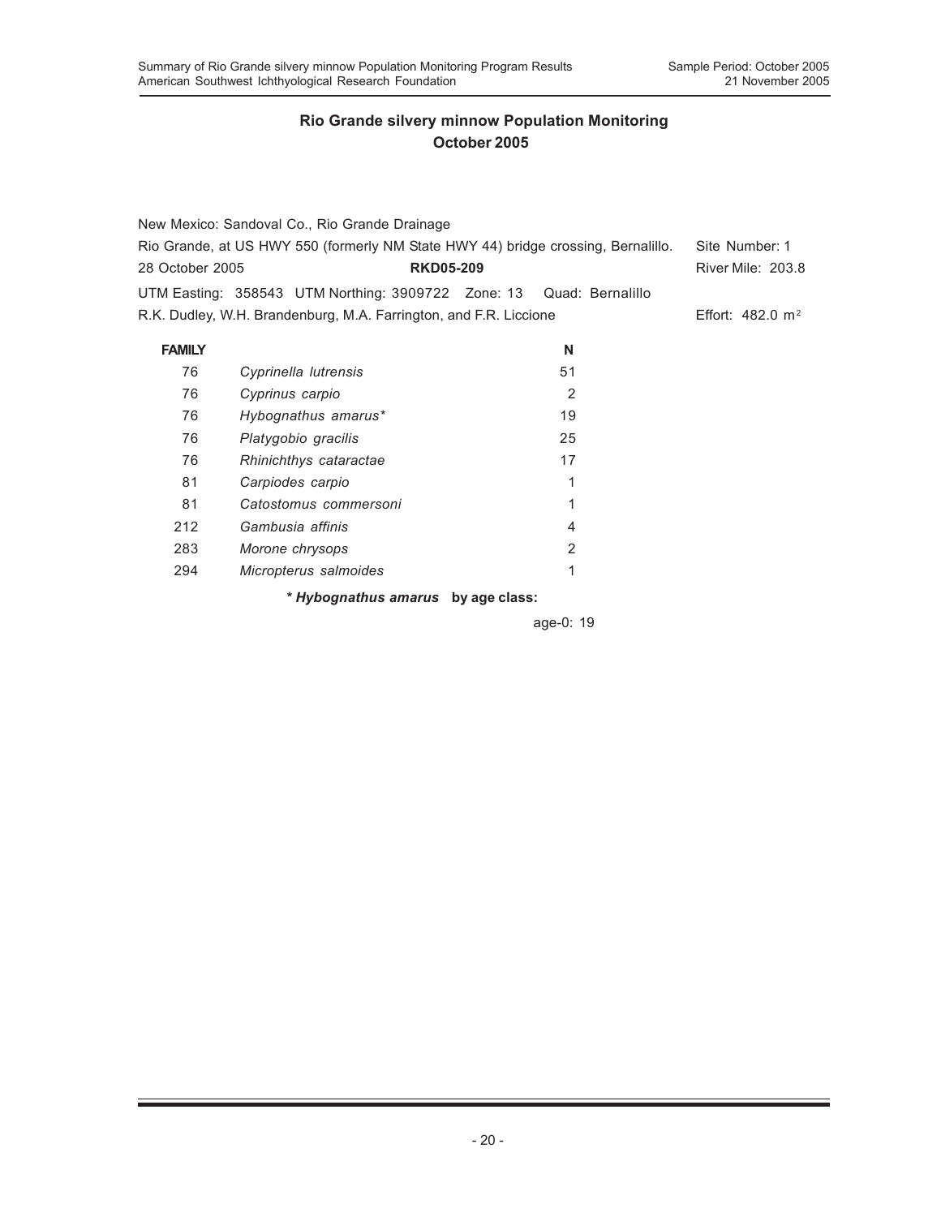## Rio Grande silvery minnow Population Monitoring
## October 2005

New Mexico: Sandoval Co., Rio Grande Drainage

Rio Grande, at US HWY 550 (formerly NM State HWY 44) bridge crossing, Bernalillo. Site Number: 1

28 October 2005 **RKD05-209** River Mile: 203.8

UTM Easting: 358543 UTM Northing: 3909722 Zone: 13 Quad: Bernalillo

R.K. Dudley, W.H. Brandenburg, M.A. Farrington, and F.R. Liccione Effort: 482.0 $m^2$

| FAMILY | | N |
|---|---|---|
| 76 | *Cyprinella lutrensis* | 51 |
| 76 | *Cyprinus carpio* | 2 |
| 76 | *Hybognathus amarus** | 19 |
| 76 | *Platygobio gracilis* | 25 |
| 76 | *Rhinichthys cataractae* | 17 |
| 81 | *Carpiodes carpio* | 1 |
| 81 | *Catostomus commersoni* | 1 |
| 212 | *Gambusia affinis* | 4 |
| 283 | *Morone chrysops* | 2 |
| 294 | *Micropterus salmoides* | 1 |

**\* *Hybognathus amarus* by age class:**

age-0: 19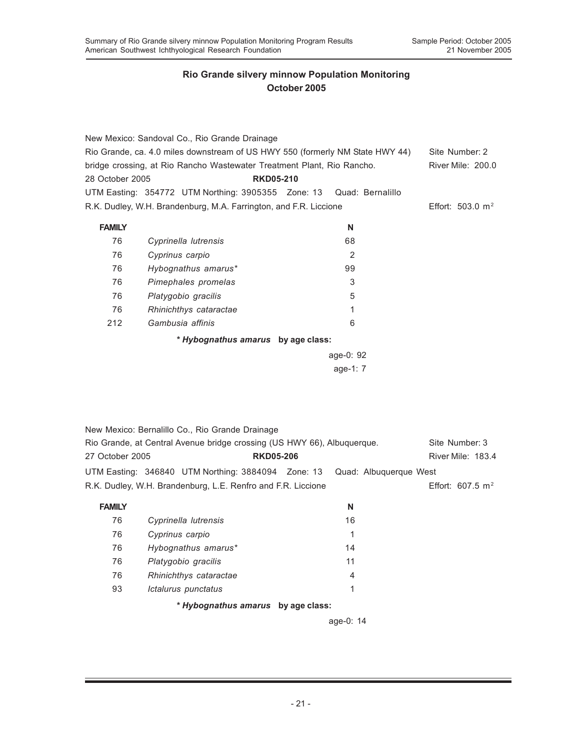## Rio Grande silvery minnow Population Monitoring
## October 2005

New Mexico: Sandoval Co., Rio Grande Drainage
Rio Grande, ca. 4.0 miles downstream of US HWY 550 (formerly NM State HWY 44) bridge crossing, at Rio Rancho Wastewater Treatment Plant, Rio Rancho.
Site Number: 2
River Mile: 200.0
28 October 2005 **RKD05-210**
UTM Easting: 354772 UTM Northing: 3905355 Zone: 13 Quad: Bernalillo
R.K. Dudley, W.H. Brandenburg, M.A. Farrington, and F.R. Liccione
Effort: 503.0 $m^2$

| FAMILY | | N |
|---|---|---|
| 76 | *Cyprinella lutrensis* | 68 |
| 76 | *Cyprinus carpio* | 2 |
| 76 | *Hybognathus amarus** | 99 |
| 76 | *Pimephales promelas* | 3 |
| 76 | *Platygobio gracilis* | 5 |
| 76 | *Rhinichthys cataractae* | 1 |
| 212 | *Gambusia affinis* | 6 |

*** *Hybognathus amarus* by age class:**

age-0: 92
age-1: 7

New Mexico: Bernalillo Co., Rio Grande Drainage
Rio Grande, at Central Avenue bridge crossing (US HWY 66), Albuquerque.
Site Number: 3
River Mile: 183.4
27 October 2005 **RKD05-206**
UTM Easting: 346840 UTM Northing: 3884094 Zone: 13 Quad: Albuquerque West
R.K. Dudley, W.H. Brandenburg, L.E. Renfro and F.R. Liccione
Effort: 607.5 $m^2$

| FAMILY | | N |
|---|---|---|
| 76 | *Cyprinella lutrensis* | 16 |
| 76 | *Cyprinus carpio* | 1 |
| 76 | *Hybognathus amarus** | 14 |
| 76 | *Platygobio gracilis* | 11 |
| 76 | *Rhinichthys cataractae* | 4 |
| 93 | *Ictalurus punctatus* | 1 |

*** *Hybognathus amarus* by age class:**

age-0: 14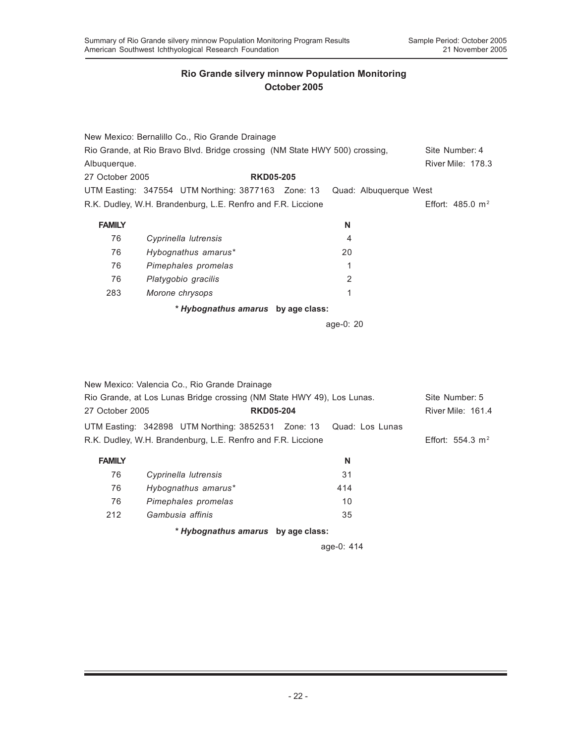## Rio Grande silvery minnow Population Monitoring
## October 2005

New Mexico: Bernalillo Co., Rio Grande Drainage
Rio Grande, at Rio Bravo Blvd. Bridge crossing (NM State HWY 500) crossing, Albuquerque. — Site Number: 4, River Mile: 178.3
27 October 2005 — **RKD05-205**
UTM Easting: 347554 UTM Northing: 3877163 Zone: 13 Quad: Albuquerque West
R.K. Dudley, W.H. Brandenburg, L.E. Renfro and F.R. Liccione — Effort: 485.0 $m^2$

| FAMILY | | N |
|---|---|---|
| 76 | *Cyprinella lutrensis* | 4 |
| 76 | *Hybognathus amarus** | 20 |
| 76 | *Pimephales promelas* | 1 |
| 76 | *Platygobio gracilis* | 2 |
| 283 | *Morone chrysops* | 1 |

**\* *Hybognathus amarus* by age class:**

age-0: 20

New Mexico: Valencia Co., Rio Grande Drainage
Rio Grande, at Los Lunas Bridge crossing (NM State HWY 49), Los Lunas. — Site Number: 5, River Mile: 161.4
27 October 2005 — **RKD05-204**
UTM Easting: 342898 UTM Northing: 3852531 Zone: 13 Quad: Los Lunas
R.K. Dudley, W.H. Brandenburg, L.E. Renfro and F.R. Liccione — Effort: 554.3 $m^2$

| FAMILY | | N |
|---|---|---|
| 76 | *Cyprinella lutrensis* | 31 |
| 76 | *Hybognathus amarus** | 414 |
| 76 | *Pimephales promelas* | 10 |
| 212 | *Gambusia affinis* | 35 |

**\* *Hybognathus amarus* by age class:**

age-0: 414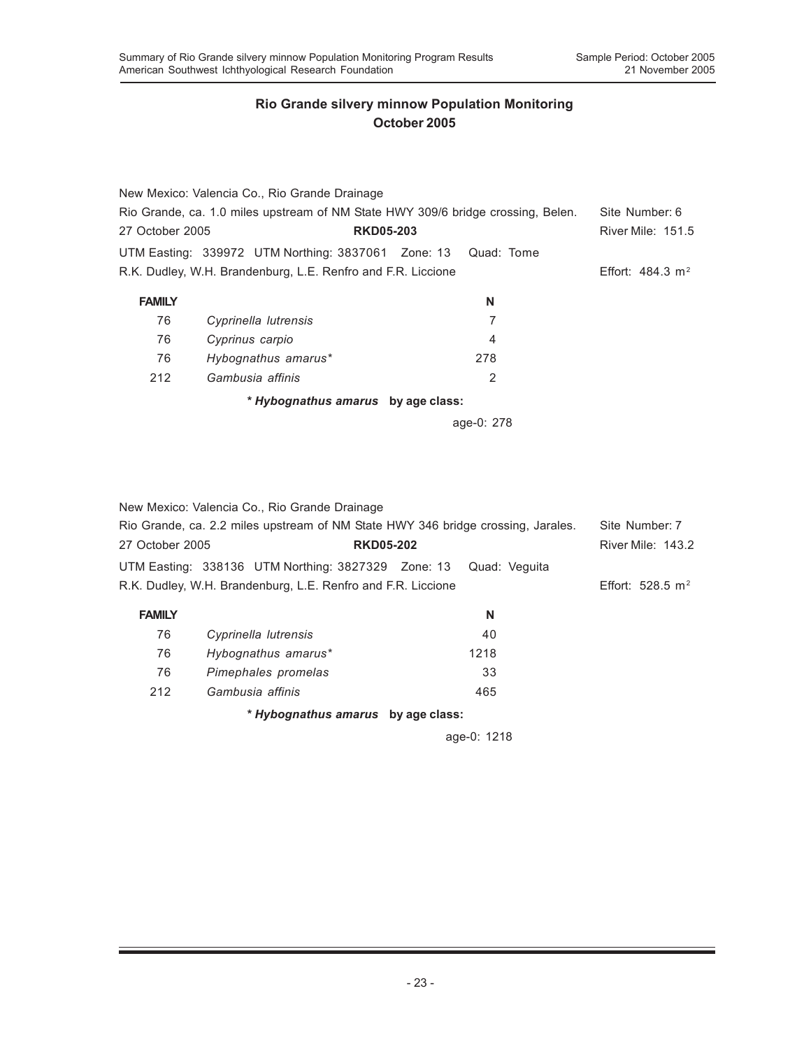## Rio Grande silvery minnow Population Monitoring
## October 2005

New Mexico: Valencia Co., Rio Grande Drainage
Rio Grande, ca. 1.0 miles upstream of NM State HWY 309/6 bridge crossing, Belen. Site Number: 6
27 October 2005 **RKD05-203** River Mile: 151.5
UTM Easting: 339972 UTM Northing: 3837061 Zone: 13 Quad: Tome
R.K. Dudley, W.H. Brandenburg, L.E. Renfro and F.R. Liccione Effort: 484.3 $m^2$

| FAMILY | | N |
|---|---|---|
| 76 | *Cyprinella lutrensis* | 7 |
| 76 | *Cyprinus carpio* | 4 |
| 76 | *Hybognathus amarus** | 278 |
| 212 | *Gambusia affinis* | 2 |

**\* *Hybognathus amarus* by age class:**

age-0: 278

New Mexico: Valencia Co., Rio Grande Drainage
Rio Grande, ca. 2.2 miles upstream of NM State HWY 346 bridge crossing, Jarales. Site Number: 7
27 October 2005 **RKD05-202** River Mile: 143.2
UTM Easting: 338136 UTM Northing: 3827329 Zone: 13 Quad: Veguita
R.K. Dudley, W.H. Brandenburg, L.E. Renfro and F.R. Liccione Effort: 528.5 $m^2$

| FAMILY | | N |
|---|---|---|
| 76 | *Cyprinella lutrensis* | 40 |
| 76 | *Hybognathus amarus** | 1218 |
| 76 | *Pimephales promelas* | 33 |
| 212 | *Gambusia affinis* | 465 |

**\* *Hybognathus amarus* by age class:**

age-0: 1218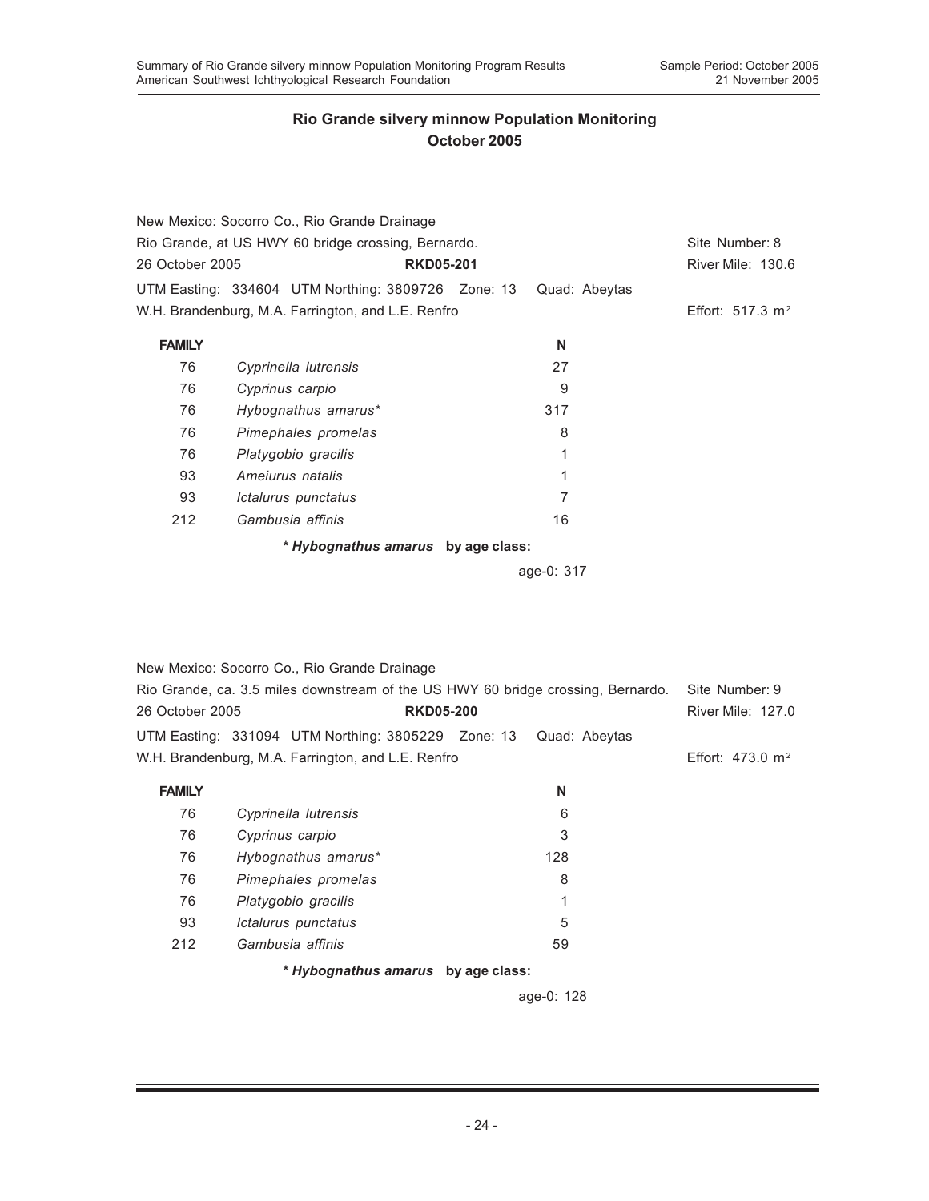## Rio Grande silvery minnow Population Monitoring
## October 2005

New Mexico: Socorro Co., Rio Grande Drainage
Rio Grande, at US HWY 60 bridge crossing, Bernardo. Site Number: 8
26 October 2005 **RKD05-201** River Mile: 130.6
UTM Easting: 334604 UTM Northing: 3809726 Zone: 13 Quad: Abeytas
W.H. Brandenburg, M.A. Farrington, and L.E. Renfro Effort: 517.3 $m^2$

| FAMILY | | N |
|---|---|---|
| 76 | *Cyprinella lutrensis* | 27 |
| 76 | *Cyprinus carpio* | 9 |
| 76 | *Hybognathus amarus** | 317 |
| 76 | *Pimephales promelas* | 8 |
| 76 | *Platygobio gracilis* | 1 |
| 93 | *Ameiurus natalis* | 1 |
| 93 | *Ictalurus punctatus* | 7 |
| 212 | *Gambusia affinis* | 16 |

**\* *Hybognathus amarus* by age class:**

age-0: 317

New Mexico: Socorro Co., Rio Grande Drainage
Rio Grande, ca. 3.5 miles downstream of the US HWY 60 bridge crossing, Bernardo. Site Number: 9
26 October 2005 **RKD05-200** River Mile: 127.0
UTM Easting: 331094 UTM Northing: 3805229 Zone: 13 Quad: Abeytas
W.H. Brandenburg, M.A. Farrington, and L.E. Renfro Effort: 473.0 $m^2$

| FAMILY | | N |
|---|---|---|
| 76 | *Cyprinella lutrensis* | 6 |
| 76 | *Cyprinus carpio* | 3 |
| 76 | *Hybognathus amarus** | 128 |
| 76 | *Pimephales promelas* | 8 |
| 76 | *Platygobio gracilis* | 1 |
| 93 | *Ictalurus punctatus* | 5 |
| 212 | *Gambusia affinis* | 59 |

**\* *Hybognathus amarus* by age class:**

age-0: 128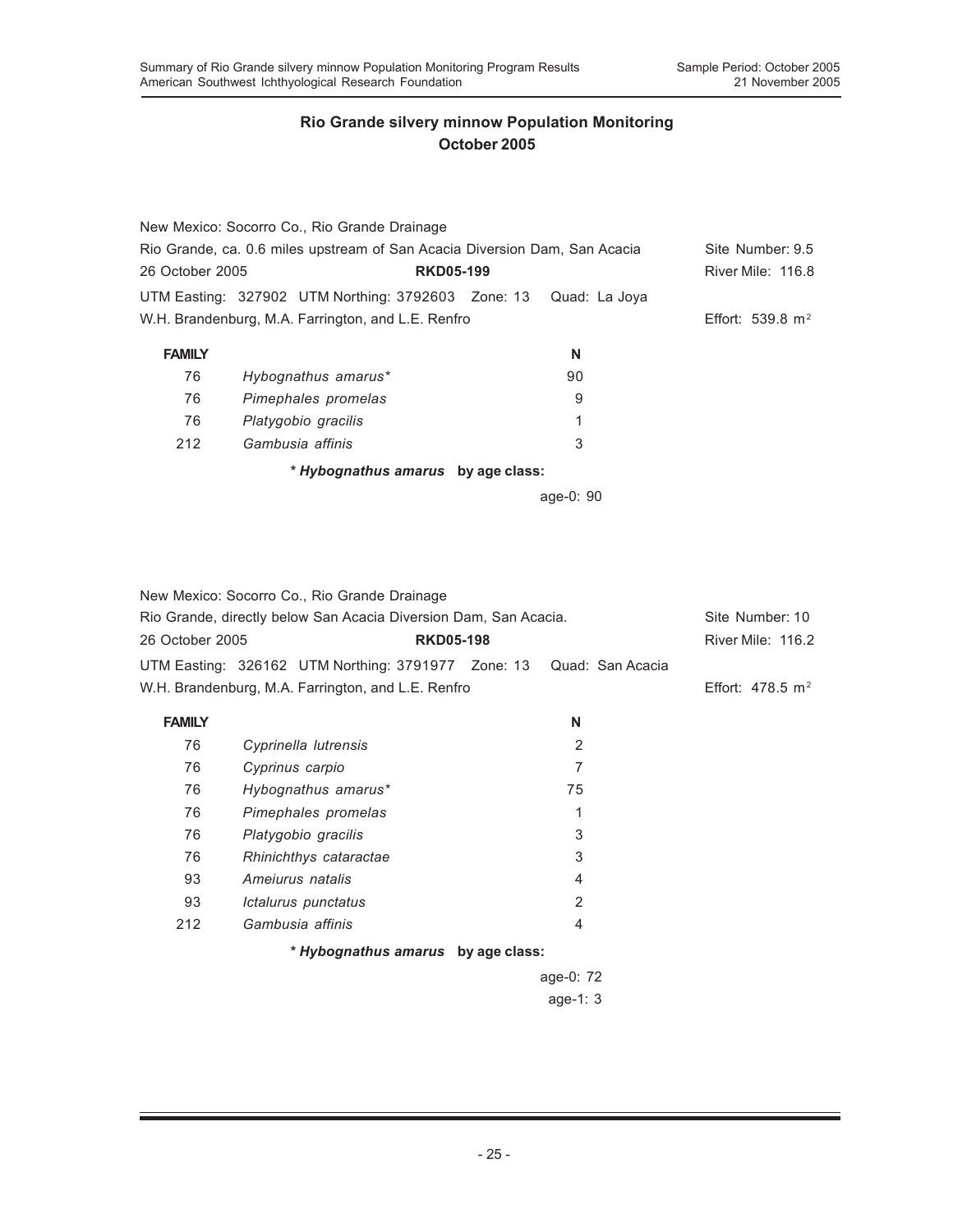## Rio Grande silvery minnow Population Monitoring
## October 2005

New Mexico: Socorro Co., Rio Grande Drainage
Rio Grande, ca. 0.6 miles upstream of San Acacia Diversion Dam, San Acacia — Site Number: 9.5
26 October 2005 — **RKD05-199** — River Mile: 116.8
UTM Easting: 327902 UTM Northing: 3792603 Zone: 13 Quad: La Joya
W.H. Brandenburg, M.A. Farrington, and L.E. Renfro — Effort: 539.8 $m^2$

| FAMILY | | N |
|---|---|---|
| 76 | *Hybognathus amarus** | 90 |
| 76 | *Pimephales promelas* | 9 |
| 76 | *Platygobio gracilis* | 1 |
| 212 | *Gambusia affinis* | 3 |

**\* *Hybognathus amarus* by age class:**

age-0: 90

New Mexico: Socorro Co., Rio Grande Drainage
Rio Grande, directly below San Acacia Diversion Dam, San Acacia. — Site Number: 10
26 October 2005 — **RKD05-198** — River Mile: 116.2
UTM Easting: 326162 UTM Northing: 3791977 Zone: 13 Quad: San Acacia
W.H. Brandenburg, M.A. Farrington, and L.E. Renfro — Effort: 478.5 $m^2$

| FAMILY | | N |
|---|---|---|
| 76 | *Cyprinella lutrensis* | 2 |
| 76 | *Cyprinus carpio* | 7 |
| 76 | *Hybognathus amarus** | 75 |
| 76 | *Pimephales promelas* | 1 |
| 76 | *Platygobio gracilis* | 3 |
| 76 | *Rhinichthys cataractae* | 3 |
| 93 | *Ameiurus natalis* | 4 |
| 93 | *Ictalurus punctatus* | 2 |
| 212 | *Gambusia affinis* | 4 |

**\* *Hybognathus amarus* by age class:**

age-0: 72
age-1: 3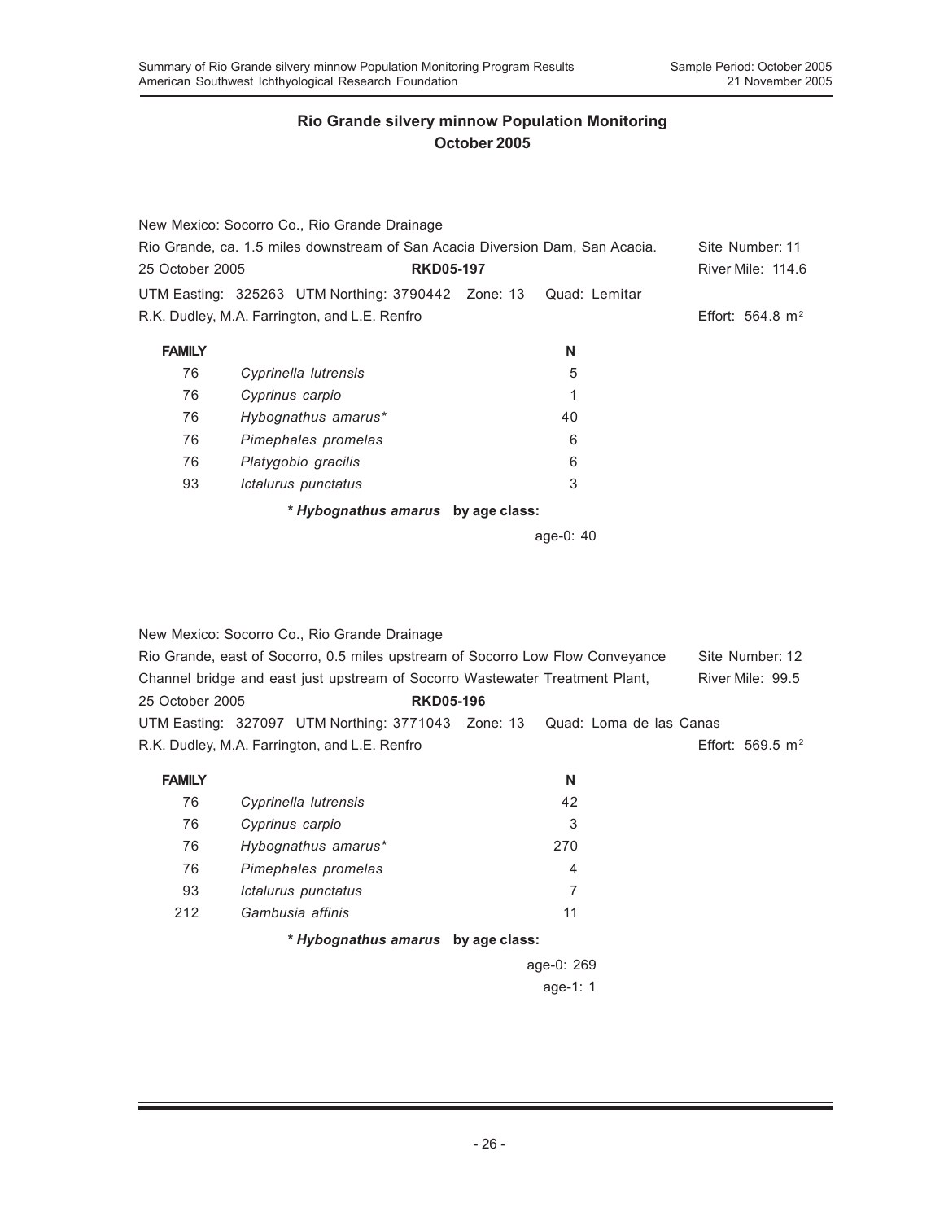## Rio Grande silvery minnow Population Monitoring
## October 2005

New Mexico: Socorro Co., Rio Grande Drainage
Rio Grande, ca. 1.5 miles downstream of San Acacia Diversion Dam, San Acacia. Site Number: 11
25 October 2005 **RKD05-197** River Mile: 114.6
UTM Easting: 325263 UTM Northing: 3790442 Zone: 13 Quad: Lemitar
R.K. Dudley, M.A. Farrington, and L.E. Renfro Effort: 564.8 $m^2$

| FAMILY | | N |
|---|---|---|
| 76 | *Cyprinella lutrensis* | 5 |
| 76 | *Cyprinus carpio* | 1 |
| 76 | *Hybognathus amarus** | 40 |
| 76 | *Pimephales promelas* | 6 |
| 76 | *Platygobio gracilis* | 6 |
| 93 | *Ictalurus punctatus* | 3 |

**\* *Hybognathus amarus* by age class:**

age-0: 40

New Mexico: Socorro Co., Rio Grande Drainage
Rio Grande, east of Socorro, 0.5 miles upstream of Socorro Low Flow Conveyance Site Number: 12
Channel bridge and east just upstream of Socorro Wastewater Treatment Plant, River Mile: 99.5
25 October 2005 **RKD05-196**
UTM Easting: 327097 UTM Northing: 3771043 Zone: 13 Quad: Loma de las Canas
R.K. Dudley, M.A. Farrington, and L.E. Renfro Effort: 569.5 $m^2$

| FAMILY | | N |
|---|---|---|
| 76 | *Cyprinella lutrensis* | 42 |
| 76 | *Cyprinus carpio* | 3 |
| 76 | *Hybognathus amarus** | 270 |
| 76 | *Pimephales promelas* | 4 |
| 93 | *Ictalurus punctatus* | 7 |
| 212 | *Gambusia affinis* | 11 |

**\* *Hybognathus amarus* by age class:**

age-0: 269
age-1: 1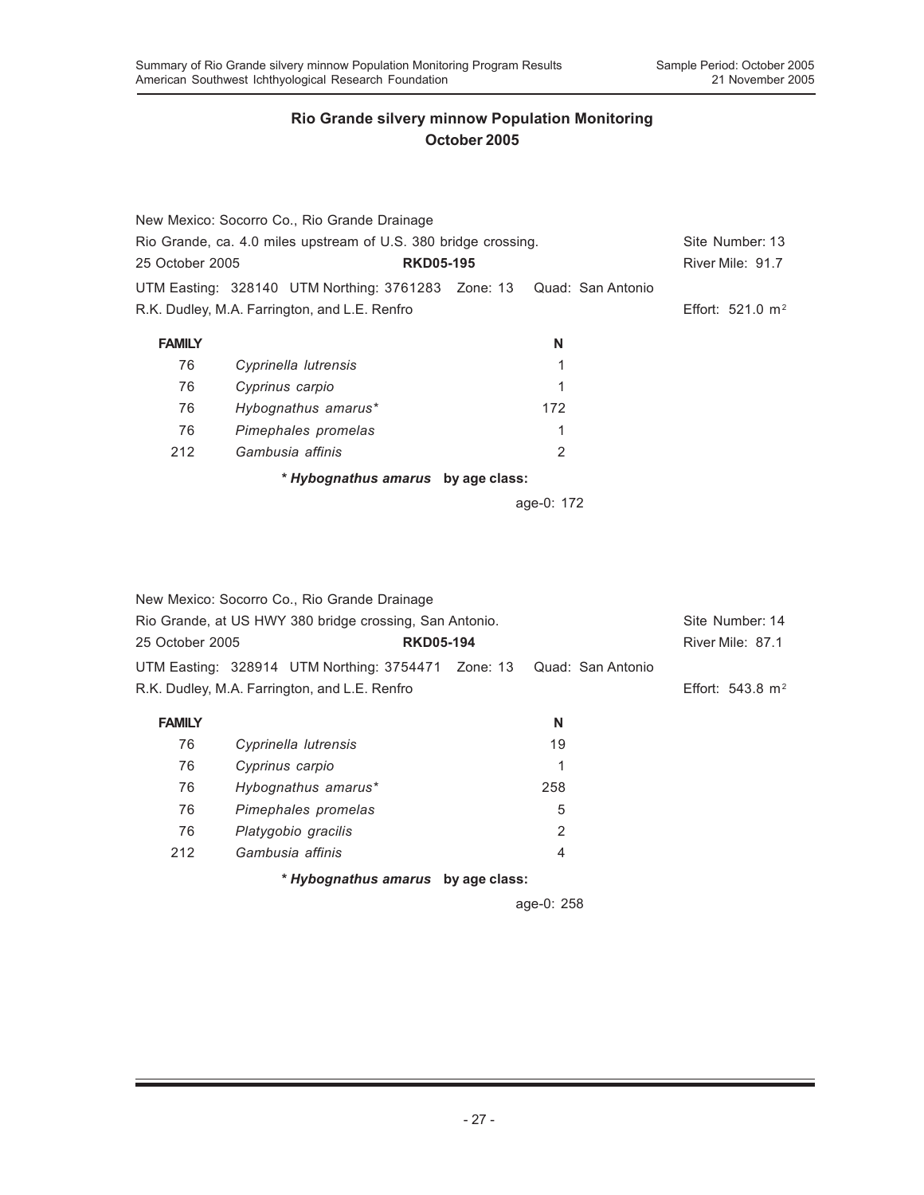## Rio Grande silvery minnow Population Monitoring
## October 2005

New Mexico: Socorro Co., Rio Grande Drainage
Rio Grande, ca. 4.0 miles upstream of U.S. 380 bridge crossing. Site Number: 13
25 October 2005 **RKD05-195** River Mile: 91.7
UTM Easting: 328140 UTM Northing: 3761283 Zone: 13 Quad: San Antonio
R.K. Dudley, M.A. Farrington, and L.E. Renfro Effort: 521.0 $m^2$

| FAMILY | | N |
|---|---|---|
| 76 | *Cyprinella lutrensis* | 1 |
| 76 | *Cyprinus carpio* | 1 |
| 76 | *Hybognathus amarus** | 172 |
| 76 | *Pimephales promelas* | 1 |
| 212 | *Gambusia affinis* | 2 |

*** *Hybognathus amarus* by age class:**

age-0: 172

New Mexico: Socorro Co., Rio Grande Drainage
Rio Grande, at US HWY 380 bridge crossing, San Antonio. Site Number: 14
25 October 2005 **RKD05-194** River Mile: 87.1
UTM Easting: 328914 UTM Northing: 3754471 Zone: 13 Quad: San Antonio
R.K. Dudley, M.A. Farrington, and L.E. Renfro Effort: 543.8 $m^2$

| FAMILY | | N |
|---|---|---|
| 76 | *Cyprinella lutrensis* | 19 |
| 76 | *Cyprinus carpio* | 1 |
| 76 | *Hybognathus amarus** | 258 |
| 76 | *Pimephales promelas* | 5 |
| 76 | *Platygobio gracilis* | 2 |
| 212 | *Gambusia affinis* | 4 |

*** *Hybognathus amarus* by age class:**

age-0: 258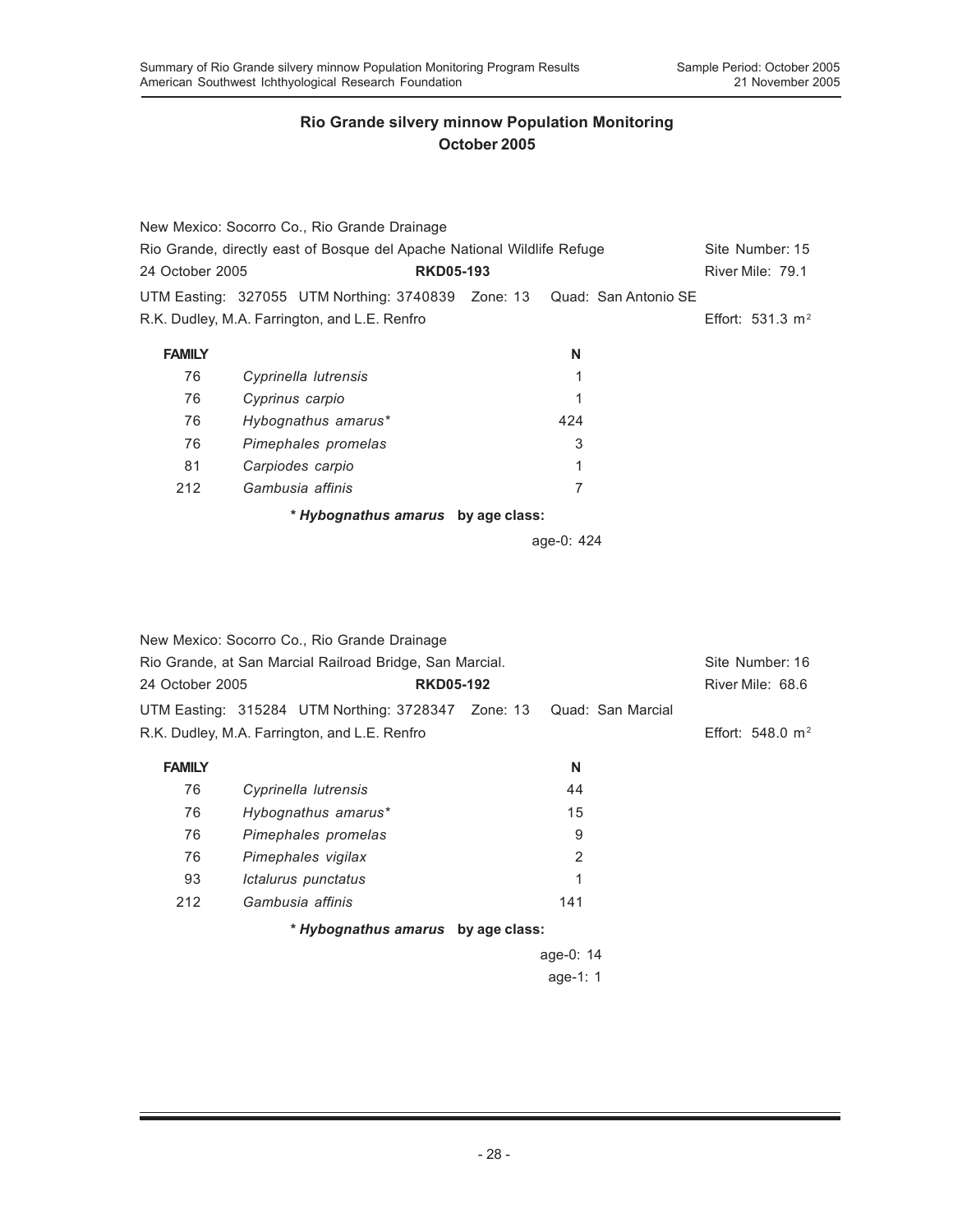## Rio Grande silvery minnow Population Monitoring
## October 2005

New Mexico: Socorro Co., Rio Grande Drainage
Rio Grande, directly east of Bosque del Apache National Wildlife Refuge — Site Number: 15
24 October 2005 — **RKD05-193** — River Mile: 79.1
UTM Easting: 327055 UTM Northing: 3740839 Zone: 13 Quad: San Antonio SE
R.K. Dudley, M.A. Farrington, and L.E. Renfro — Effort: 531.3 m$^2$

| FAMILY | | N |
|---|---|---|
| 76 | *Cyprinella lutrensis* | 1 |
| 76 | *Cyprinus carpio* | 1 |
| 76 | *Hybognathus amarus** | 424 |
| 76 | *Pimephales promelas* | 3 |
| 81 | *Carpiodes carpio* | 1 |
| 212 | *Gambusia affinis* | 7 |

**\* *Hybognathus amarus* by age class:**

age-0: 424

New Mexico: Socorro Co., Rio Grande Drainage
Rio Grande, at San Marcial Railroad Bridge, San Marcial. — Site Number: 16
24 October 2005 — **RKD05-192** — River Mile: 68.6
UTM Easting: 315284 UTM Northing: 3728347 Zone: 13 Quad: San Marcial
R.K. Dudley, M.A. Farrington, and L.E. Renfro — Effort: 548.0 m$^2$

| FAMILY | | N |
|---|---|---|
| 76 | *Cyprinella lutrensis* | 44 |
| 76 | *Hybognathus amarus** | 15 |
| 76 | *Pimephales promelas* | 9 |
| 76 | *Pimephales vigilax* | 2 |
| 93 | *Ictalurus punctatus* | 1 |
| 212 | *Gambusia affinis* | 141 |

**\* *Hybognathus amarus* by age class:**

age-0: 14
age-1: 1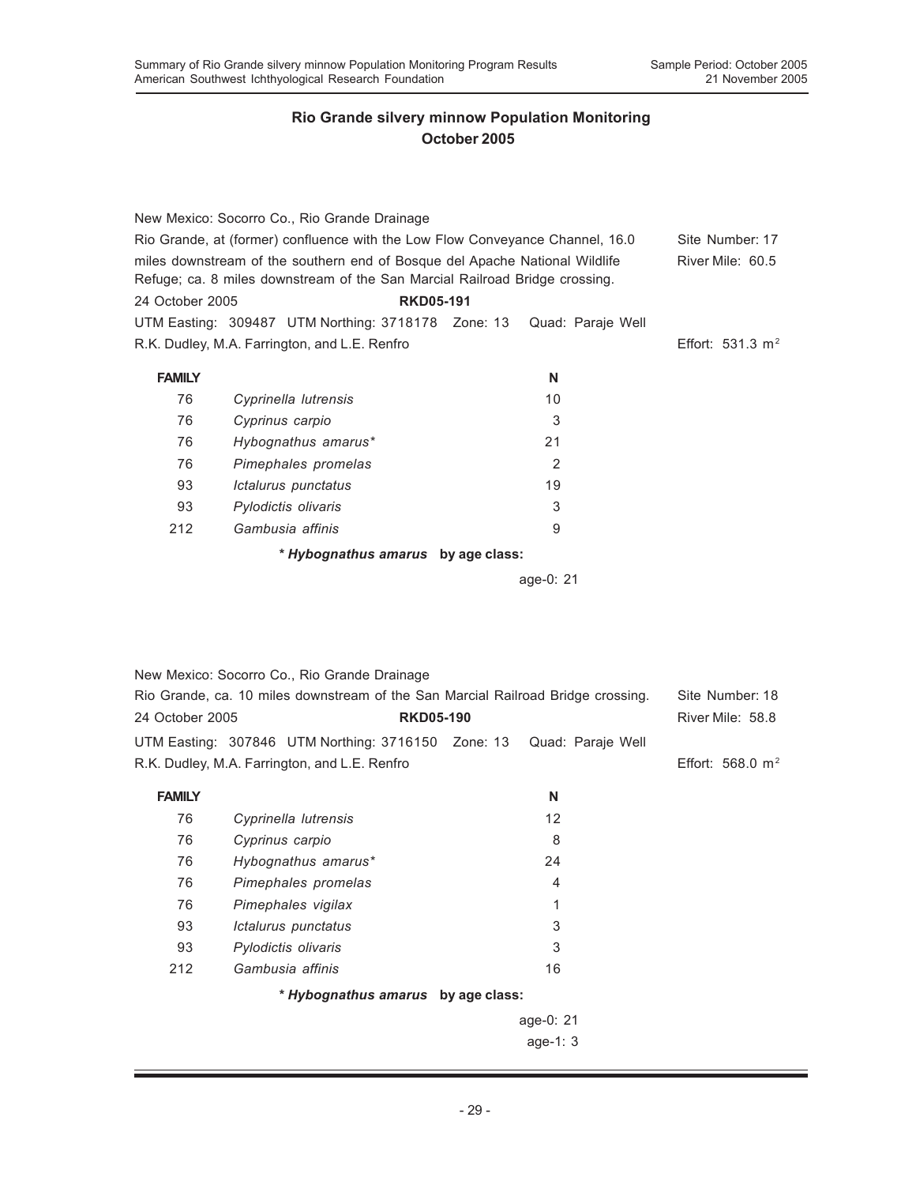## Rio Grande silvery minnow Population Monitoring
## October 2005

New Mexico: Socorro Co., Rio Grande Drainage
Rio Grande, at (former) confluence with the Low Flow Conveyance Channel, 16.0 miles downstream of the southern end of Bosque del Apache National Wildlife Refuge; ca. 8 miles downstream of the San Marcial Railroad Bridge crossing.
Site Number: 17
River Mile: 60.5
24 October 2005 **RKD05-191**
UTM Easting: 309487 UTM Northing: 3718178 Zone: 13 Quad: Paraje Well
R.K. Dudley, M.A. Farrington, and L.E. Renfro
Effort: 531.3 $m^2$

| FAMILY | | N |
|---|---|---|
| 76 | *Cyprinella lutrensis* | 10 |
| 76 | *Cyprinus carpio* | 3 |
| 76 | *Hybognathus amarus** | 21 |
| 76 | *Pimephales promelas* | 2 |
| 93 | *Ictalurus punctatus* | 19 |
| 93 | *Pylodictis olivaris* | 3 |
| 212 | *Gambusia affinis* | 9 |

**\* *Hybognathus amarus* by age class:**

age-0: 21

New Mexico: Socorro Co., Rio Grande Drainage
Rio Grande, ca. 10 miles downstream of the San Marcial Railroad Bridge crossing.
Site Number: 18
River Mile: 58.8
24 October 2005 **RKD05-190**
UTM Easting: 307846 UTM Northing: 3716150 Zone: 13 Quad: Paraje Well
R.K. Dudley, M.A. Farrington, and L.E. Renfro
Effort: 568.0 $m^2$

| FAMILY | | N |
|---|---|---|
| 76 | *Cyprinella lutrensis* | 12 |
| 76 | *Cyprinus carpio* | 8 |
| 76 | *Hybognathus amarus** | 24 |
| 76 | *Pimephales promelas* | 4 |
| 76 | *Pimephales vigilax* | 1 |
| 93 | *Ictalurus punctatus* | 3 |
| 93 | *Pylodictis olivaris* | 3 |
| 212 | *Gambusia affinis* | 16 |

**\* *Hybognathus amarus* by age class:**

age-0: 21
age-1: 3